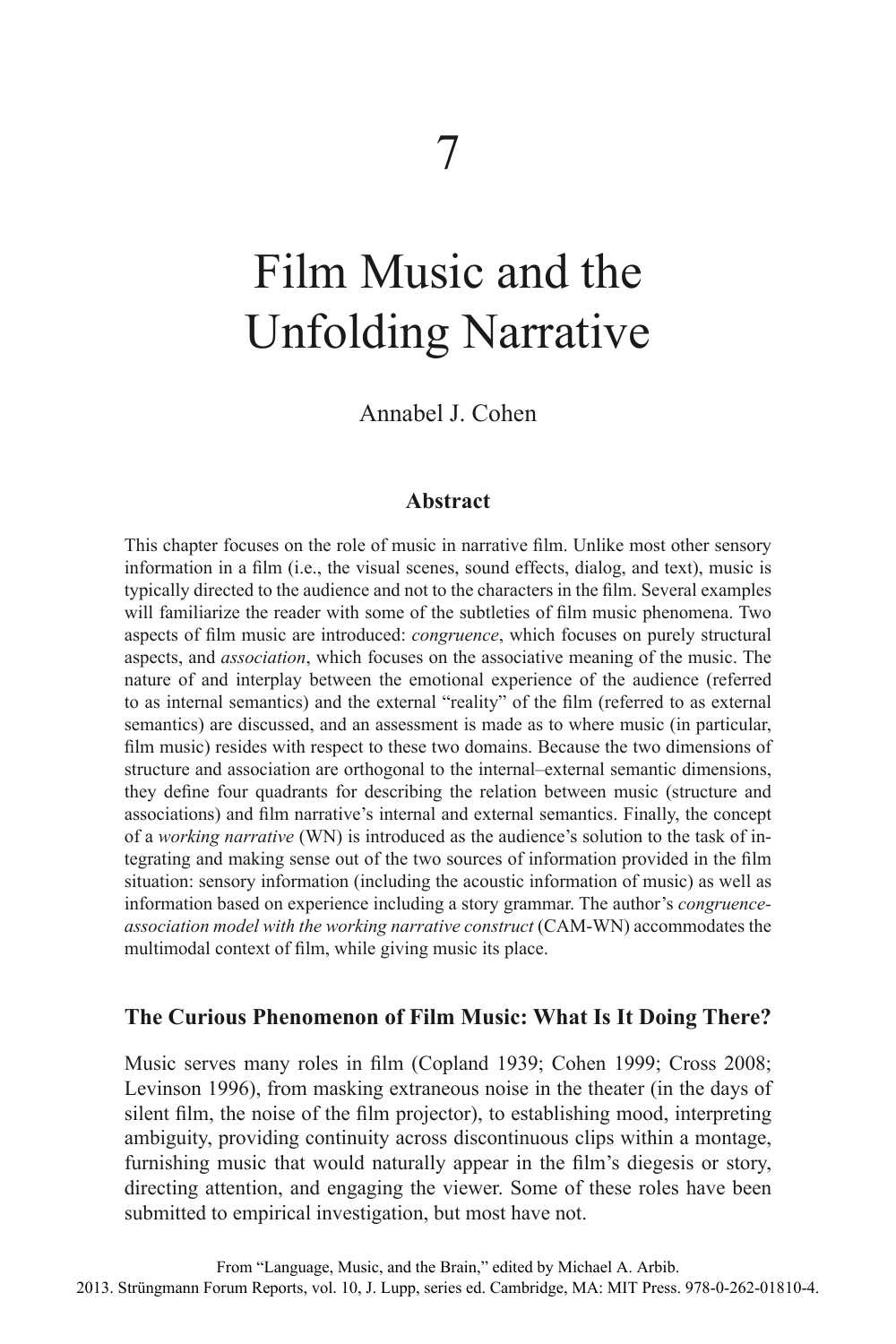# 7

# Film Music and the Unfolding Narrative

Annabel J. Cohen

### Abstract

This chapter focuses on the role of music in narrative film. Unlike most other sensory information in a film (i.e., the visual scenes, sound effects, dialog, and text), music is typically directed to the audience and not to the characters in the film. Several examples will familiarize the reader with some of the subtleties of film music phenomena. Two aspects of film music are introduced: *congruence*, which focuses on purely structural aspects, and *association*, which focuses on the associative meaning of the music. The nature of and interplay between the emotional experience of the audience (referred to as internal semantics) and the external "reality" of the film (referred to as external semantics) are discussed, and an assessment is made as to where music (in particular, film music) resides with respect to these two domains. Because the two dimensions of structure and association are orthogonal to the internal–external semantic dimensions, they define four quadrants for describing the relation between music (structure and associations) and film narrative's internal and external semantics. Finally, the concept of a *working narrative* (WN) is introduced as the audience's solution to the task of integrating and making sense out of the two sources of information provided in the film situation: sensory information (including the acoustic information of music) as well as information based on experience including a story grammar. The author's *congruence-association model with the working narrative construct* (CAM-WN) accommodates the multimodal context of film, while giving music its place.

### The Curious Phenomenon of Film Music: What Is It Doing There?

Music serves many roles in film (Copland 1939; Cohen 1999; Cross 2008; Levinson 1996), from masking extraneous noise in the theater (in the days of silent film, the noise of the film projector), to establishing mood, interpreting ambiguity, providing continuity across discontinuous clips within a montage, furnishing music that would naturally appear in the film's diegesis or story, directing attention, and engaging the viewer. Some of these roles have been submitted to empirical investigation, but most have not.

From "Language, Music, and the Brain," edited by Michael A. Arbib. 2013. Strüngmann Forum Reports, vol. 10, J. Lupp, series ed. Cambridge, MA: MIT Press. 978-0-262-01810-4.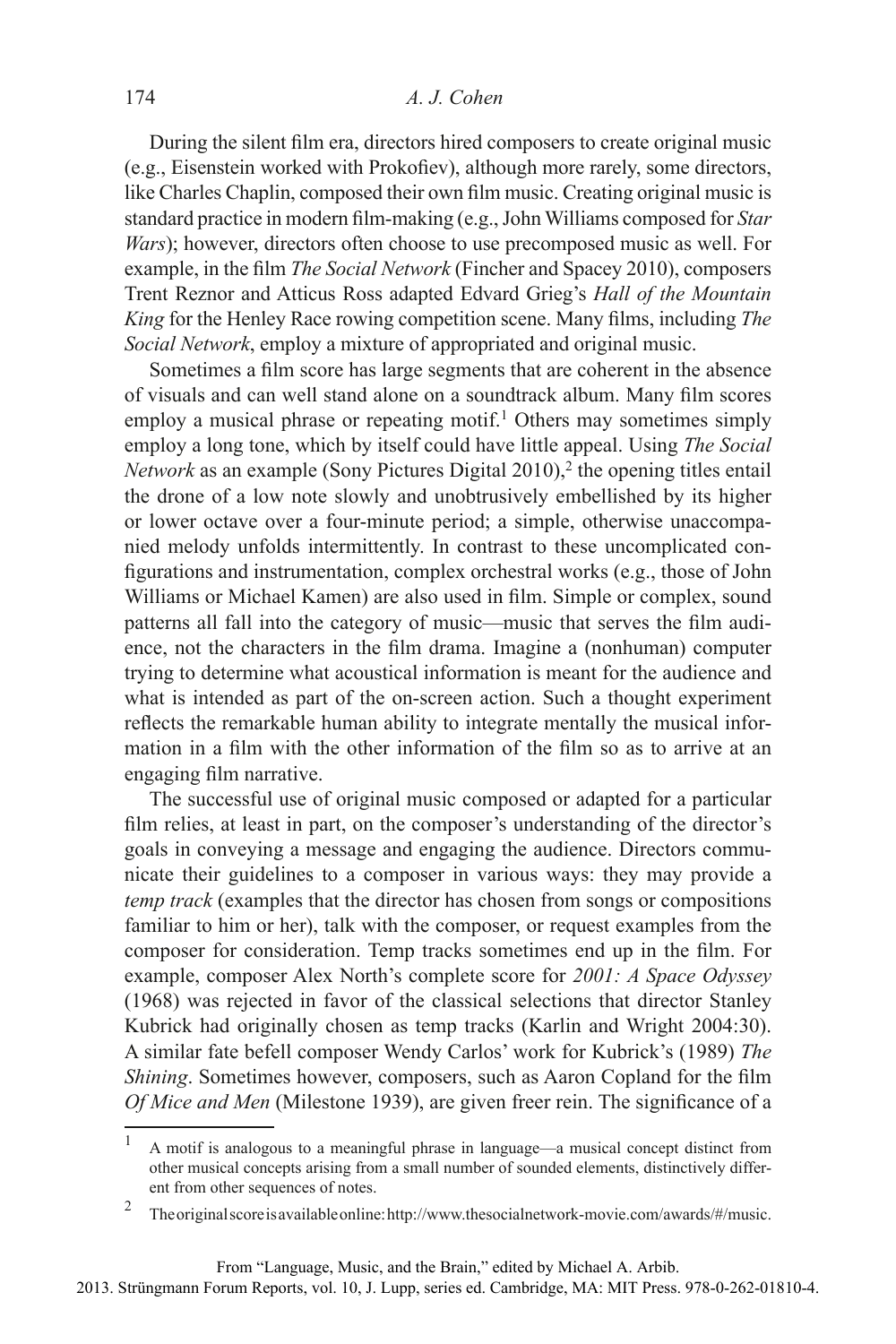During the silent film era, directors hired composers to create original music (e.g., Eisenstein worked with Prokofiev), although more rarely, some directors, like Charles Chaplin, composed their own film music. Creating original music is standard practice in modern film-making (e.g., John Williams composed for *Star Wars*); however, directors often choose to use precomposed music as well. For example, in the film *The Social Network* (Fincher and Spacey 2010), composers Trent Reznor and Atticus Ross adapted Edvard Grieg's *Hall of the Mountain King* for the Henley Race rowing competition scene. Many films, including *The Social Network*, employ a mixture of appropriated and original music.

Sometimes a film score has large segments that are coherent in the absence of visuals and can well stand alone on a soundtrack album. Many film scores employ a musical phrase or repeating motif.[1] Others may sometimes simply employ a long tone, which by itself could have little appeal. Using *The Social Network* as an example (Sony Pictures Digital 2010),[2] the opening titles entail the drone of a low note slowly and unobtrusively embellished by its higher or lower octave over a four-minute period; a simple, otherwise unaccompanied melody unfolds intermittently. In contrast to these uncomplicated configurations and instrumentation, complex orchestral works (e.g., those of John Williams or Michael Kamen) are also used in film. Simple or complex, sound patterns all fall into the category of music—music that serves the film audience, not the characters in the film drama. Imagine a (nonhuman) computer trying to determine what acoustical information is meant for the audience and what is intended as part of the on-screen action. Such a thought experiment reflects the remarkable human ability to integrate mentally the musical information in a film with the other information of the film so as to arrive at an engaging film narrative.

The successful use of original music composed or adapted for a particular film relies, at least in part, on the composer's understanding of the director's goals in conveying a message and engaging the audience. Directors communicate their guidelines to a composer in various ways: they may provide a *temp track* (examples that the director has chosen from songs or compositions familiar to him or her), talk with the composer, or request examples from the composer for consideration. Temp tracks sometimes end up in the film. For example, composer Alex North's complete score for *2001: A Space Odyssey* (1968) was rejected in favor of the classical selections that director Stanley Kubrick had originally chosen as temp tracks (Karlin and Wright 2004:30). A similar fate befell composer Wendy Carlos' work for Kubrick's (1989) *The Shining*. Sometimes however, composers, such as Aaron Copland for the film *Of Mice and Men* (Milestone 1939), are given freer rein. The significance of a

---

[1] A motif is analogous to a meaningful phrase in language—a musical concept distinct from other musical concepts arising from a small number of sounded elements, distinctively different from other sequences of notes.

[2] The original score is available online: http://www.thesocialnetwork-movie.com/awards/#/music.

From "Language, Music, and the Brain," edited by Michael A. Arbib.
2013. Strüngmann Forum Reports, vol. 10, J. Lupp, series ed. Cambridge, MA: MIT Press. 978-0-262-01810-4.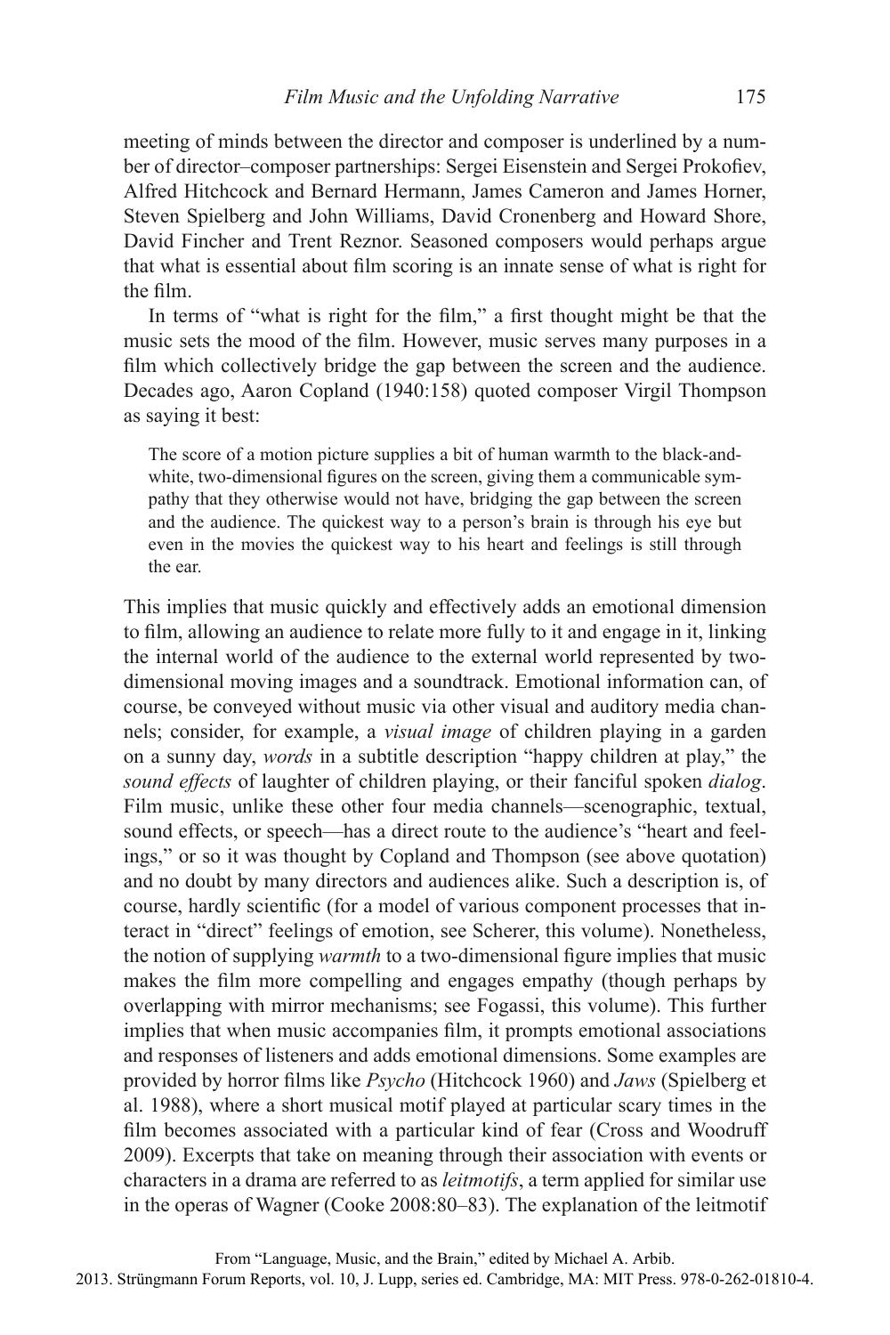meeting of minds between the director and composer is underlined by a number of director–composer partnerships: Sergei Eisenstein and Sergei Prokofiev, Alfred Hitchcock and Bernard Hermann, James Cameron and James Horner, Steven Spielberg and John Williams, David Cronenberg and Howard Shore, David Fincher and Trent Reznor. Seasoned composers would perhaps argue that what is essential about film scoring is an innate sense of what is right for the film.

In terms of "what is right for the film," a first thought might be that the music sets the mood of the film. However, music serves many purposes in a film which collectively bridge the gap between the screen and the audience. Decades ago, Aaron Copland (1940:158) quoted composer Virgil Thompson as saying it best:

> The score of a motion picture supplies a bit of human warmth to the black-and-white, two-dimensional figures on the screen, giving them a communicable sympathy that they otherwise would not have, bridging the gap between the screen and the audience. The quickest way to a person's brain is through his eye but even in the movies the quickest way to his heart and feelings is still through the ear.

This implies that music quickly and effectively adds an emotional dimension to film, allowing an audience to relate more fully to it and engage in it, linking the internal world of the audience to the external world represented by two-dimensional moving images and a soundtrack. Emotional information can, of course, be conveyed without music via other visual and auditory media channels; consider, for example, a *visual image* of children playing in a garden on a sunny day, *words* in a subtitle description "happy children at play," the *sound effects* of laughter of children playing, or their fanciful spoken *dialog*. Film music, unlike these other four media channels—scenographic, textual, sound effects, or speech—has a direct route to the audience's "heart and feelings," or so it was thought by Copland and Thompson (see above quotation) and no doubt by many directors and audiences alike. Such a description is, of course, hardly scientific (for a model of various component processes that interact in "direct" feelings of emotion, see Scherer, this volume). Nonetheless, the notion of supplying *warmth* to a two-dimensional figure implies that music makes the film more compelling and engages empathy (though perhaps by overlapping with mirror mechanisms; see Fogassi, this volume). This further implies that when music accompanies film, it prompts emotional associations and responses of listeners and adds emotional dimensions. Some examples are provided by horror films like *Psycho* (Hitchcock 1960) and *Jaws* (Spielberg et al. 1988), where a short musical motif played at particular scary times in the film becomes associated with a particular kind of fear (Cross and Woodruff 2009). Excerpts that take on meaning through their association with events or characters in a drama are referred to as *leitmotifs*, a term applied for similar use in the operas of Wagner (Cooke 2008:80–83). The explanation of the leitmotif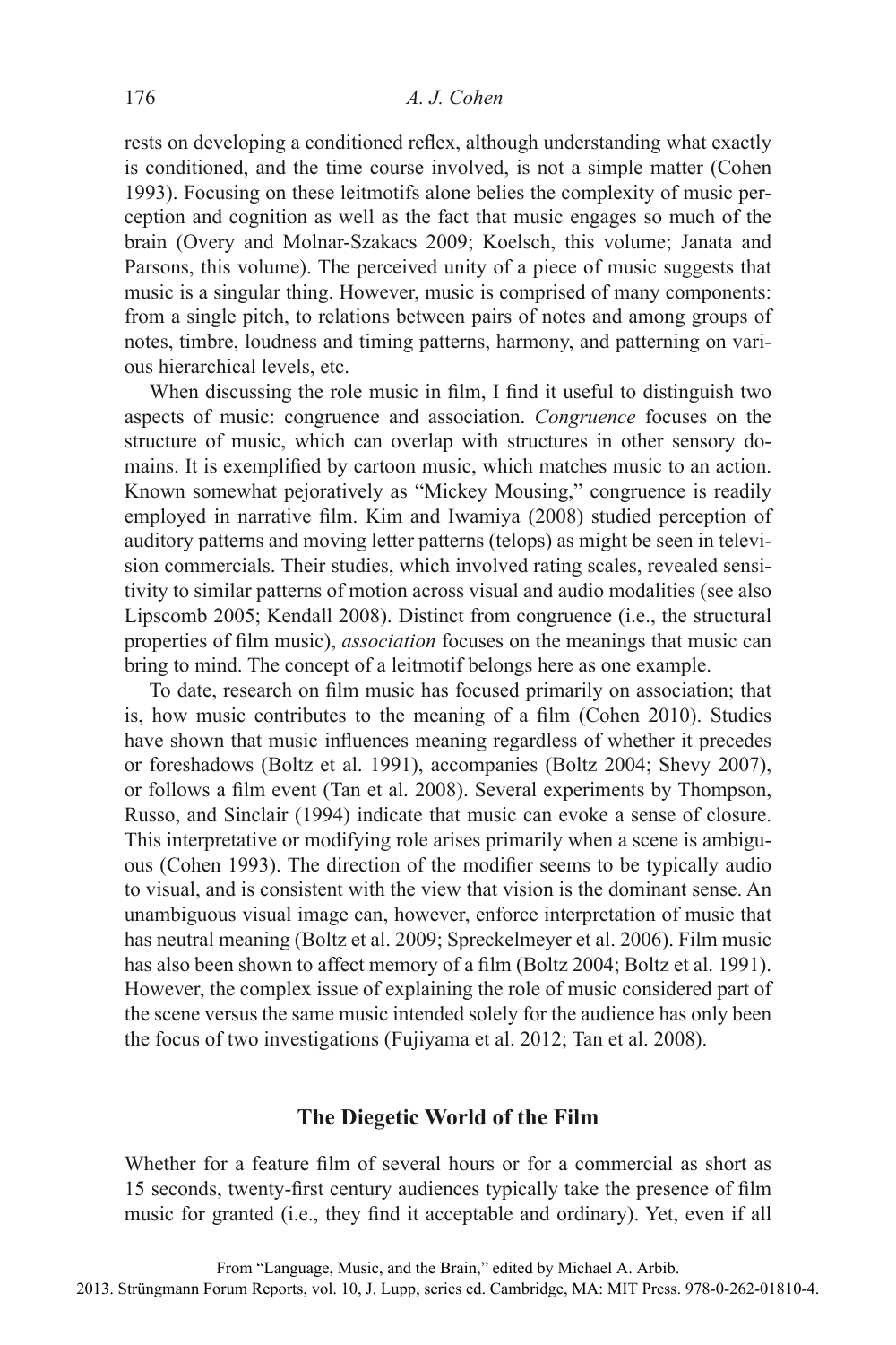rests on developing a conditioned reflex, although understanding what exactly is conditioned, and the time course involved, is not a simple matter (Cohen 1993). Focusing on these leitmotifs alone belies the complexity of music perception and cognition as well as the fact that music engages so much of the brain (Overy and Molnar-Szakacs 2009; Koelsch, this volume; Janata and Parsons, this volume). The perceived unity of a piece of music suggests that music is a singular thing. However, music is comprised of many components: from a single pitch, to relations between pairs of notes and among groups of notes, timbre, loudness and timing patterns, harmony, and patterning on various hierarchical levels, etc.

When discussing the role music in film, I find it useful to distinguish two aspects of music: congruence and association. *Congruence* focuses on the structure of music, which can overlap with structures in other sensory domains. It is exemplified by cartoon music, which matches music to an action. Known somewhat pejoratively as "Mickey Mousing," congruence is readily employed in narrative film. Kim and Iwamiya (2008) studied perception of auditory patterns and moving letter patterns (telops) as might be seen in television commercials. Their studies, which involved rating scales, revealed sensitivity to similar patterns of motion across visual and audio modalities (see also Lipscomb 2005; Kendall 2008). Distinct from congruence (i.e., the structural properties of film music), *association* focuses on the meanings that music can bring to mind. The concept of a leitmotif belongs here as one example.

To date, research on film music has focused primarily on association; that is, how music contributes to the meaning of a film (Cohen 2010). Studies have shown that music influences meaning regardless of whether it precedes or foreshadows (Boltz et al. 1991), accompanies (Boltz 2004; Shevy 2007), or follows a film event (Tan et al. 2008). Several experiments by Thompson, Russo, and Sinclair (1994) indicate that music can evoke a sense of closure. This interpretative or modifying role arises primarily when a scene is ambiguous (Cohen 1993). The direction of the modifier seems to be typically audio to visual, and is consistent with the view that vision is the dominant sense. An unambiguous visual image can, however, enforce interpretation of music that has neutral meaning (Boltz et al. 2009; Spreckelmeyer et al. 2006). Film music has also been shown to affect memory of a film (Boltz 2004; Boltz et al. 1991). However, the complex issue of explaining the role of music considered part of the scene versus the same music intended solely for the audience has only been the focus of two investigations (Fujiyama et al. 2012; Tan et al. 2008).

## The Diegetic World of the Film

Whether for a feature film of several hours or for a commercial as short as 15 seconds, twenty-first century audiences typically take the presence of film music for granted (i.e., they find it acceptable and ordinary). Yet, even if all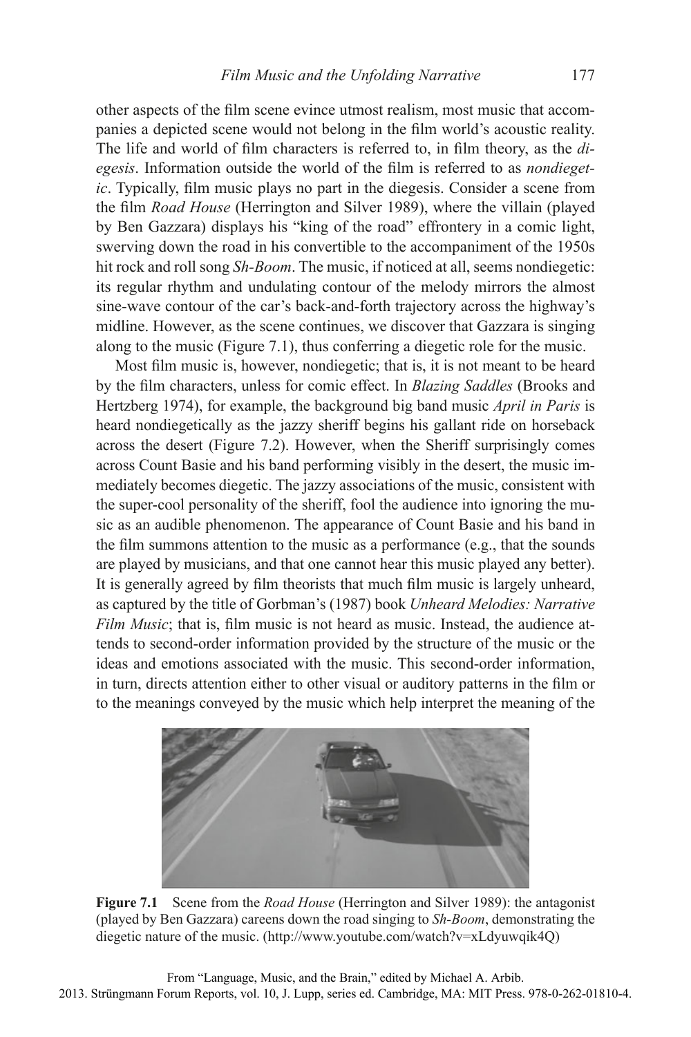other aspects of the film scene evince utmost realism, most music that accompanies a depicted scene would not belong in the film world's acoustic reality. The life and world of film characters is referred to, in film theory, as the *diegesis*. Information outside the world of the film is referred to as *nondiegetic*. Typically, film music plays no part in the diegesis. Consider a scene from the film *Road House* (Herrington and Silver 1989), where the villain (played by Ben Gazzara) displays his "king of the road" effrontery in a comic light, swerving down the road in his convertible to the accompaniment of the 1950s hit rock and roll song *Sh-Boom*. The music, if noticed at all, seems nondiegetic: its regular rhythm and undulating contour of the melody mirrors the almost sine-wave contour of the car's back-and-forth trajectory across the highway's midline. However, as the scene continues, we discover that Gazzara is singing along to the music (Figure 7.1), thus conferring a diegetic role for the music.

Most film music is, however, nondiegetic; that is, it is not meant to be heard by the film characters, unless for comic effect. In *Blazing Saddles* (Brooks and Hertzberg 1974), for example, the background big band music *April in Paris* is heard nondiegetically as the jazzy sheriff begins his gallant ride on horseback across the desert (Figure 7.2). However, when the Sheriff surprisingly comes across Count Basie and his band performing visibly in the desert, the music immediately becomes diegetic. The jazzy associations of the music, consistent with the super-cool personality of the sheriff, fool the audience into ignoring the music as an audible phenomenon. The appearance of Count Basie and his band in the film summons attention to the music as a performance (e.g., that the sounds are played by musicians, and that one cannot hear this music played any better). It is generally agreed by film theorists that much film music is largely unheard, as captured by the title of Gorbman's (1987) book *Unheard Melodies: Narrative Film Music*; that is, film music is not heard as music. Instead, the audience attends to second-order information provided by the structure of the music or the ideas and emotions associated with the music. This second-order information, in turn, directs attention either to other visual or auditory patterns in the film or to the meanings conveyed by the music which help interpret the meaning of the

**Figure 7.1** Scene from the *Road House* (Herrington and Silver 1989): the antagonist (played by Ben Gazzara) careens down the road singing to *Sh-Boom*, demonstrating the diegetic nature of the music. (http://www.youtube.com/watch?v=xLdyuwqik4Q)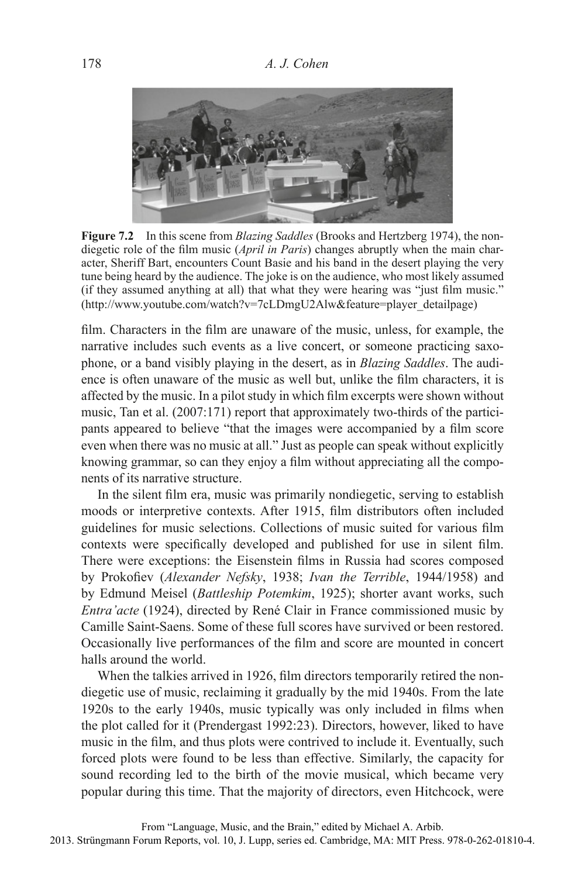**Figure 7.2** In this scene from *Blazing Saddles* (Brooks and Hertzberg 1974), the nondiegetic role of the film music (*April in Paris*) changes abruptly when the main character, Sheriff Bart, encounters Count Basie and his band in the desert playing the very tune being heard by the audience. The joke is on the audience, who most likely assumed (if they assumed anything at all) that what they were hearing was "just film music." (http://www.youtube.com/watch?v=7cLDmgU2Alw&feature=player_detailpage)

film. Characters in the film are unaware of the music, unless, for example, the narrative includes such events as a live concert, or someone practicing saxophone, or a band visibly playing in the desert, as in *Blazing Saddles*. The audience is often unaware of the music as well but, unlike the film characters, it is affected by the music. In a pilot study in which film excerpts were shown without music, Tan et al. (2007:171) report that approximately two-thirds of the participants appeared to believe "that the images were accompanied by a film score even when there was no music at all." Just as people can speak without explicitly knowing grammar, so can they enjoy a film without appreciating all the components of its narrative structure.

In the silent film era, music was primarily nondiegetic, serving to establish moods or interpretive contexts. After 1915, film distributors often included guidelines for music selections. Collections of music suited for various film contexts were specifically developed and published for use in silent film. There were exceptions: the Eisenstein films in Russia had scores composed by Prokofiev (*Alexander Nefsky*, 1938; *Ivan the Terrible*, 1944/1958) and by Edmund Meisel (*Battleship Potemkim*, 1925); shorter avant works, such *Entra'acte* (1924), directed by René Clair in France commissioned music by Camille Saint-Saens. Some of these full scores have survived or been restored. Occasionally live performances of the film and score are mounted in concert halls around the world.

When the talkies arrived in 1926, film directors temporarily retired the nondiegetic use of music, reclaiming it gradually by the mid 1940s. From the late 1920s to the early 1940s, music typically was only included in films when the plot called for it (Prendergast 1992:23). Directors, however, liked to have music in the film, and thus plots were contrived to include it. Eventually, such forced plots were found to be less than effective. Similarly, the capacity for sound recording led to the birth of the movie musical, which became very popular during this time. That the majority of directors, even Hitchcock, were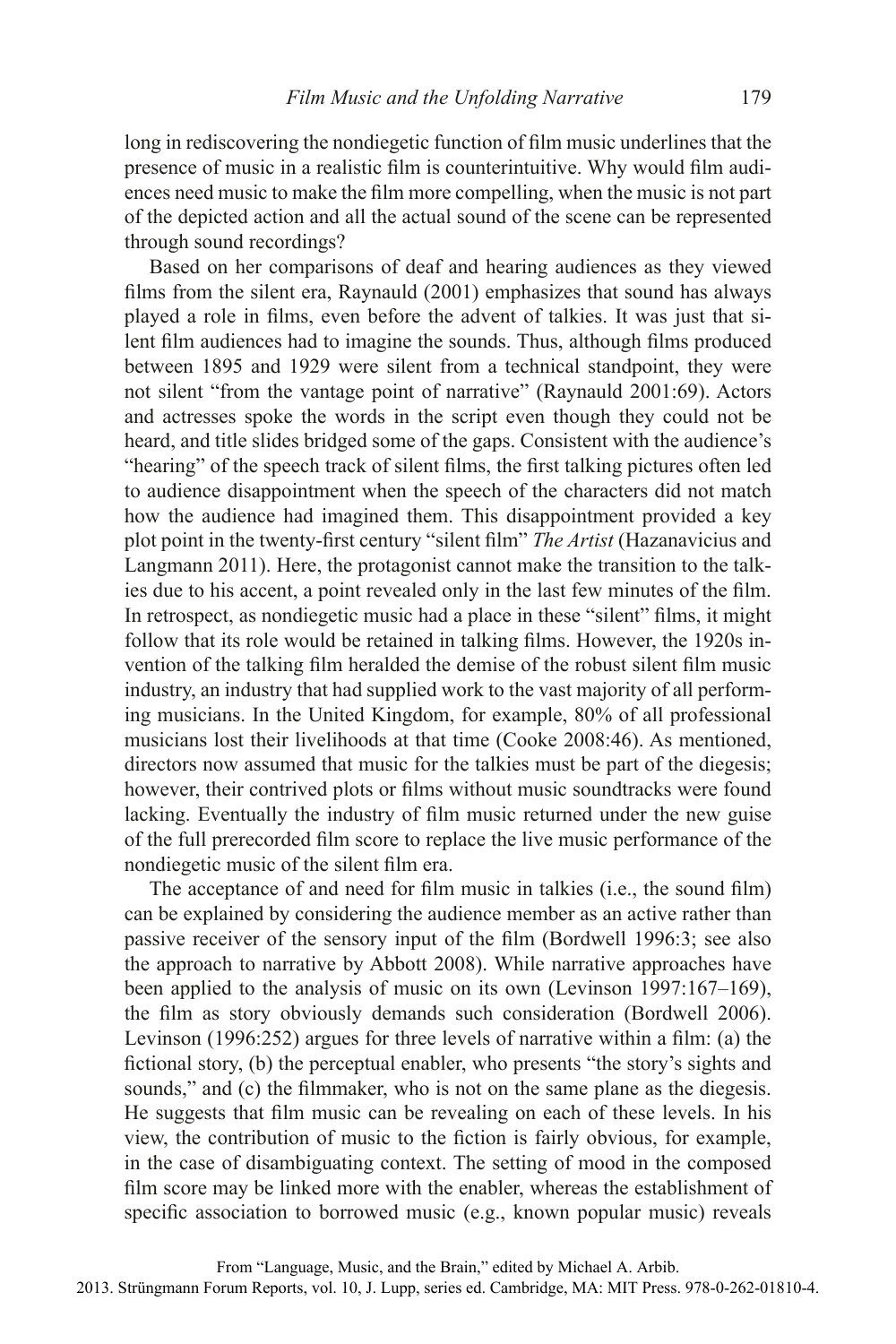long in rediscovering the nondiegetic function of film music underlines that the presence of music in a realistic film is counterintuitive. Why would film audiences need music to make the film more compelling, when the music is not part of the depicted action and all the actual sound of the scene can be represented through sound recordings?

Based on her comparisons of deaf and hearing audiences as they viewed films from the silent era, Raynauld (2001) emphasizes that sound has always played a role in films, even before the advent of talkies. It was just that silent film audiences had to imagine the sounds. Thus, although films produced between 1895 and 1929 were silent from a technical standpoint, they were not silent "from the vantage point of narrative" (Raynauld 2001:69). Actors and actresses spoke the words in the script even though they could not be heard, and title slides bridged some of the gaps. Consistent with the audience's "hearing" of the speech track of silent films, the first talking pictures often led to audience disappointment when the speech of the characters did not match how the audience had imagined them. This disappointment provided a key plot point in the twenty-first century "silent film" *The Artist* (Hazanavicius and Langmann 2011). Here, the protagonist cannot make the transition to the talkies due to his accent, a point revealed only in the last few minutes of the film. In retrospect, as nondiegetic music had a place in these "silent" films, it might follow that its role would be retained in talking films. However, the 1920s invention of the talking film heralded the demise of the robust silent film music industry, an industry that had supplied work to the vast majority of all performing musicians. In the United Kingdom, for example, 80% of all professional musicians lost their livelihoods at that time (Cooke 2008:46). As mentioned, directors now assumed that music for the talkies must be part of the diegesis; however, their contrived plots or films without music soundtracks were found lacking. Eventually the industry of film music returned under the new guise of the full prerecorded film score to replace the live music performance of the nondiegetic music of the silent film era.

The acceptance of and need for film music in talkies (i.e., the sound film) can be explained by considering the audience member as an active rather than passive receiver of the sensory input of the film (Bordwell 1996:3; see also the approach to narrative by Abbott 2008). While narrative approaches have been applied to the analysis of music on its own (Levinson 1997:167–169), the film as story obviously demands such consideration (Bordwell 2006). Levinson (1996:252) argues for three levels of narrative within a film: (a) the fictional story, (b) the perceptual enabler, who presents "the story's sights and sounds," and (c) the filmmaker, who is not on the same plane as the diegesis. He suggests that film music can be revealing on each of these levels. In his view, the contribution of music to the fiction is fairly obvious, for example, in the case of disambiguating context. The setting of mood in the composed film score may be linked more with the enabler, whereas the establishment of specific association to borrowed music (e.g., known popular music) reveals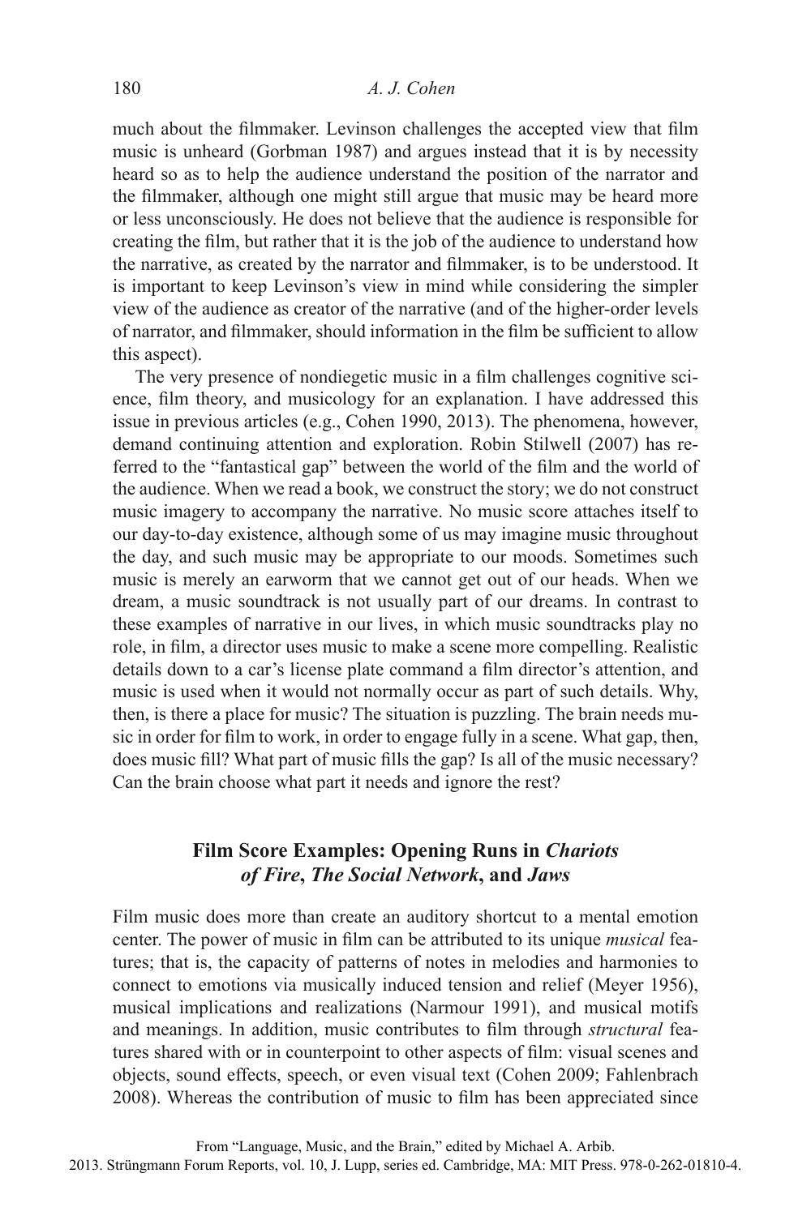much about the filmmaker. Levinson challenges the accepted view that film music is unheard (Gorbman 1987) and argues instead that it is by necessity heard so as to help the audience understand the position of the narrator and the filmmaker, although one might still argue that music may be heard more or less unconsciously. He does not believe that the audience is responsible for creating the film, but rather that it is the job of the audience to understand how the narrative, as created by the narrator and filmmaker, is to be understood. It is important to keep Levinson's view in mind while considering the simpler view of the audience as creator of the narrative (and of the higher-order levels of narrator, and filmmaker, should information in the film be sufficient to allow this aspect).

The very presence of nondiegetic music in a film challenges cognitive science, film theory, and musicology for an explanation. I have addressed this issue in previous articles (e.g., Cohen 1990, 2013). The phenomena, however, demand continuing attention and exploration. Robin Stilwell (2007) has referred to the "fantastical gap" between the world of the film and the world of the audience. When we read a book, we construct the story; we do not construct music imagery to accompany the narrative. No music score attaches itself to our day-to-day existence, although some of us may imagine music throughout the day, and such music may be appropriate to our moods. Sometimes such music is merely an earworm that we cannot get out of our heads. When we dream, a music soundtrack is not usually part of our dreams. In contrast to these examples of narrative in our lives, in which music soundtracks play no role, in film, a director uses music to make a scene more compelling. Realistic details down to a car's license plate command a film director's attention, and music is used when it would not normally occur as part of such details. Why, then, is there a place for music? The situation is puzzling. The brain needs music in order for film to work, in order to engage fully in a scene. What gap, then, does music fill? What part of music fills the gap? Is all of the music necessary? Can the brain choose what part it needs and ignore the rest?

## Film Score Examples: Opening Runs in *Chariots of Fire*, *The Social Network*, and *Jaws*

Film music does more than create an auditory shortcut to a mental emotion center. The power of music in film can be attributed to its unique *musical* features; that is, the capacity of patterns of notes in melodies and harmonies to connect to emotions via musically induced tension and relief (Meyer 1956), musical implications and realizations (Narmour 1991), and musical motifs and meanings. In addition, music contributes to film through *structural* features shared with or in counterpoint to other aspects of film: visual scenes and objects, sound effects, speech, or even visual text (Cohen 2009; Fahlenbrach 2008). Whereas the contribution of music to film has been appreciated since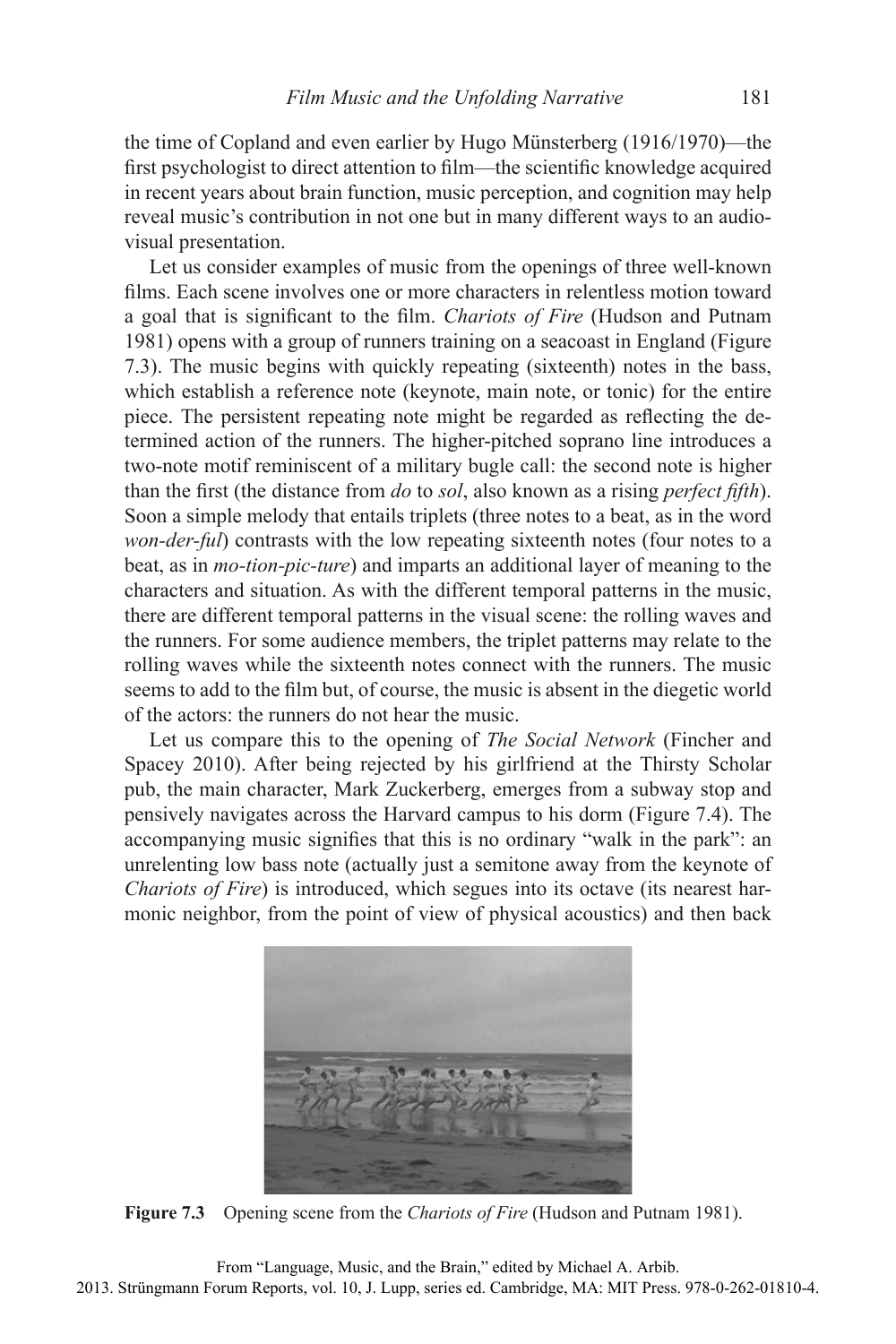the time of Copland and even earlier by Hugo Münsterberg (1916/1970)—the first psychologist to direct attention to film—the scientific knowledge acquired in recent years about brain function, music perception, and cognition may help reveal music's contribution in not one but in many different ways to an audio-visual presentation.

Let us consider examples of music from the openings of three well-known films. Each scene involves one or more characters in relentless motion toward a goal that is significant to the film. *Chariots of Fire* (Hudson and Putnam 1981) opens with a group of runners training on a seacoast in England (Figure 7.3). The music begins with quickly repeating (sixteenth) notes in the bass, which establish a reference note (keynote, main note, or tonic) for the entire piece. The persistent repeating note might be regarded as reflecting the determined action of the runners. The higher-pitched soprano line introduces a two-note motif reminiscent of a military bugle call: the second note is higher than the first (the distance from *do* to *sol*, also known as a rising *perfect fifth*). Soon a simple melody that entails triplets (three notes to a beat, as in the word *won-der-ful*) contrasts with the low repeating sixteenth notes (four notes to a beat, as in *mo-tion-pic-ture*) and imparts an additional layer of meaning to the characters and situation. As with the different temporal patterns in the music, there are different temporal patterns in the visual scene: the rolling waves and the runners. For some audience members, the triplet patterns may relate to the rolling waves while the sixteenth notes connect with the runners. The music seems to add to the film but, of course, the music is absent in the diegetic world of the actors: the runners do not hear the music.

Let us compare this to the opening of *The Social Network* (Fincher and Spacey 2010). After being rejected by his girlfriend at the Thirsty Scholar pub, the main character, Mark Zuckerberg, emerges from a subway stop and pensively navigates across the Harvard campus to his dorm (Figure 7.4). The accompanying music signifies that this is no ordinary "walk in the park": an unrelenting low bass note (actually just a semitone away from the keynote of *Chariots of Fire*) is introduced, which segues into its octave (its nearest harmonic neighbor, from the point of view of physical acoustics) and then back

**Figure 7.3** Opening scene from the *Chariots of Fire* (Hudson and Putnam 1981).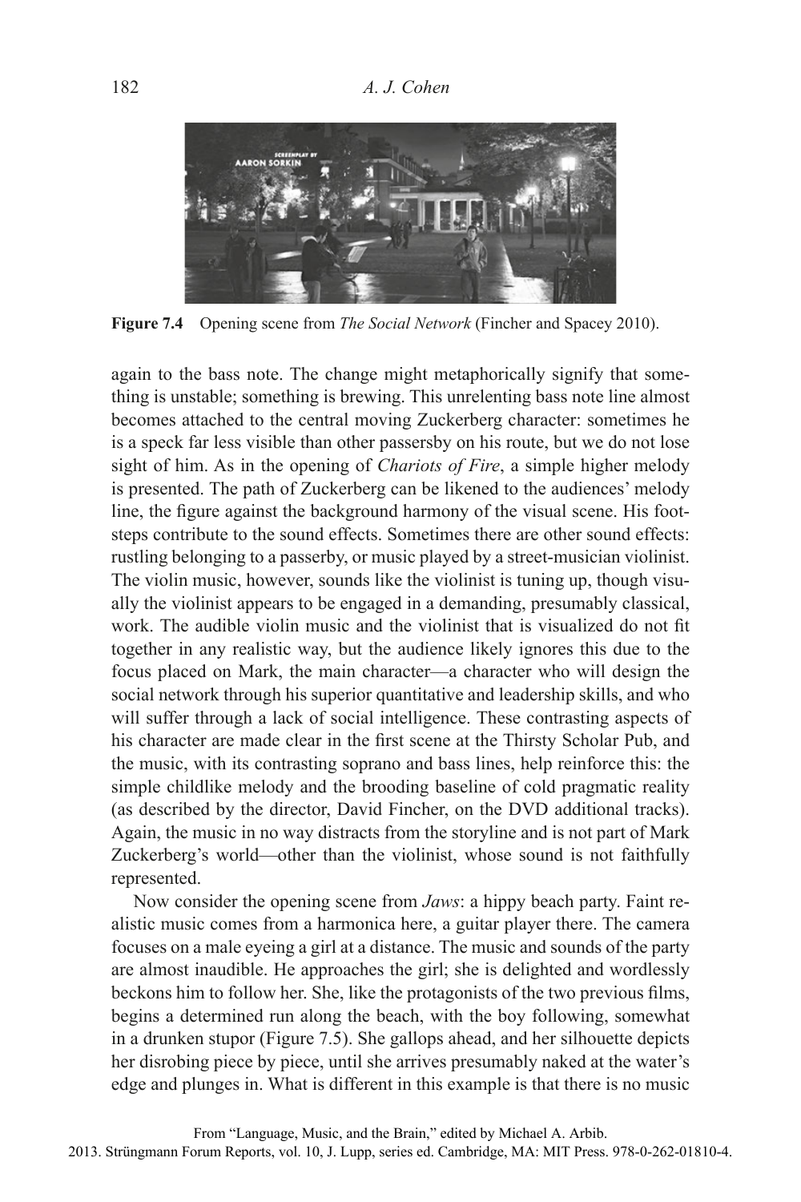Figure 7.4 Opening scene from *The Social Network* (Fincher and Spacey 2010).

again to the bass note. The change might metaphorically signify that something is unstable; something is brewing. This unrelenting bass note line almost becomes attached to the central moving Zuckerberg character: sometimes he is a speck far less visible than other passersby on his route, but we do not lose sight of him. As in the opening of *Chariots of Fire*, a simple higher melody is presented. The path of Zuckerberg can be likened to the audiences' melody line, the figure against the background harmony of the visual scene. His footsteps contribute to the sound effects. Sometimes there are other sound effects: rustling belonging to a passerby, or music played by a street-musician violinist. The violin music, however, sounds like the violinist is tuning up, though visually the violinist appears to be engaged in a demanding, presumably classical, work. The audible violin music and the violinist that is visualized do not fit together in any realistic way, but the audience likely ignores this due to the focus placed on Mark, the main character—a character who will design the social network through his superior quantitative and leadership skills, and who will suffer through a lack of social intelligence. These contrasting aspects of his character are made clear in the first scene at the Thirsty Scholar Pub, and the music, with its contrasting soprano and bass lines, help reinforce this: the simple childlike melody and the brooding baseline of cold pragmatic reality (as described by the director, David Fincher, on the DVD additional tracks). Again, the music in no way distracts from the storyline and is not part of Mark Zuckerberg's world—other than the violinist, whose sound is not faithfully represented.

Now consider the opening scene from *Jaws*: a hippy beach party. Faint realistic music comes from a harmonica here, a guitar player there. The camera focuses on a male eyeing a girl at a distance. The music and sounds of the party are almost inaudible. He approaches the girl; she is delighted and wordlessly beckons him to follow her. She, like the protagonists of the two previous films, begins a determined run along the beach, with the boy following, somewhat in a drunken stupor (Figure 7.5). She gallops ahead, and her silhouette depicts her disrobing piece by piece, until she arrives presumably naked at the water's edge and plunges in. What is different in this example is that there is no music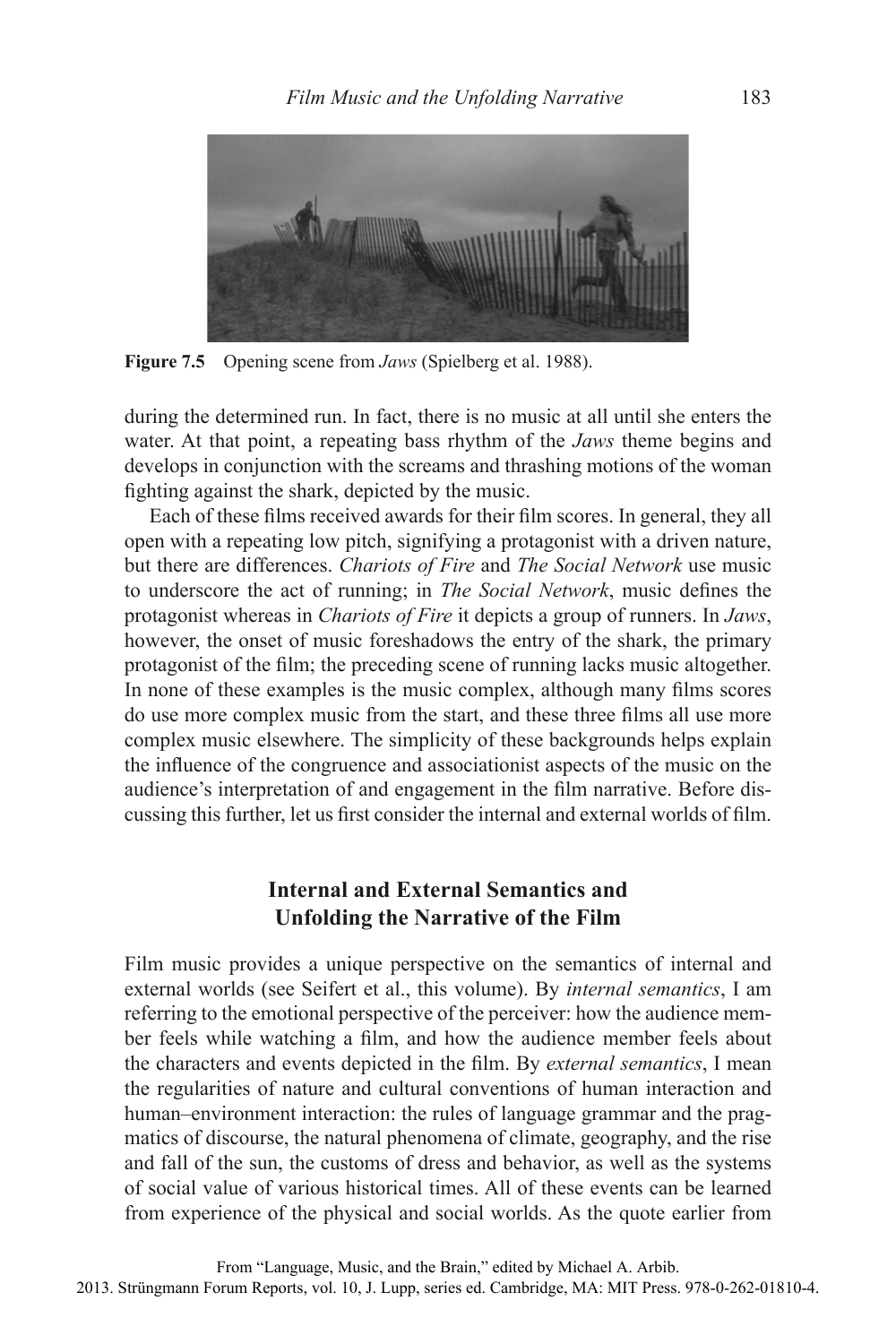Figure 7.5 Opening scene from *Jaws* (Spielberg et al. 1988).

during the determined run. In fact, there is no music at all until she enters the water. At that point, a repeating bass rhythm of the *Jaws* theme begins and develops in conjunction with the screams and thrashing motions of the woman fighting against the shark, depicted by the music.

Each of these films received awards for their film scores. In general, they all open with a repeating low pitch, signifying a protagonist with a driven nature, but there are differences. *Chariots of Fire* and *The Social Network* use music to underscore the act of running; in *The Social Network*, music defines the protagonist whereas in *Chariots of Fire* it depicts a group of runners. In *Jaws*, however, the onset of music foreshadows the entry of the shark, the primary protagonist of the film; the preceding scene of running lacks music altogether. In none of these examples is the music complex, although many films scores do use more complex music from the start, and these three films all use more complex music elsewhere. The simplicity of these backgrounds helps explain the influence of the congruence and associationist aspects of the music on the audience's interpretation of and engagement in the film narrative. Before discussing this further, let us first consider the internal and external worlds of film.

## Internal and External Semantics and Unfolding the Narrative of the Film

Film music provides a unique perspective on the semantics of internal and external worlds (see Seifert et al., this volume). By *internal semantics*, I am referring to the emotional perspective of the perceiver: how the audience member feels while watching a film, and how the audience member feels about the characters and events depicted in the film. By *external semantics*, I mean the regularities of nature and cultural conventions of human interaction and human–environment interaction: the rules of language grammar and the pragmatics of discourse, the natural phenomena of climate, geography, and the rise and fall of the sun, the customs of dress and behavior, as well as the systems of social value of various historical times. All of these events can be learned from experience of the physical and social worlds. As the quote earlier from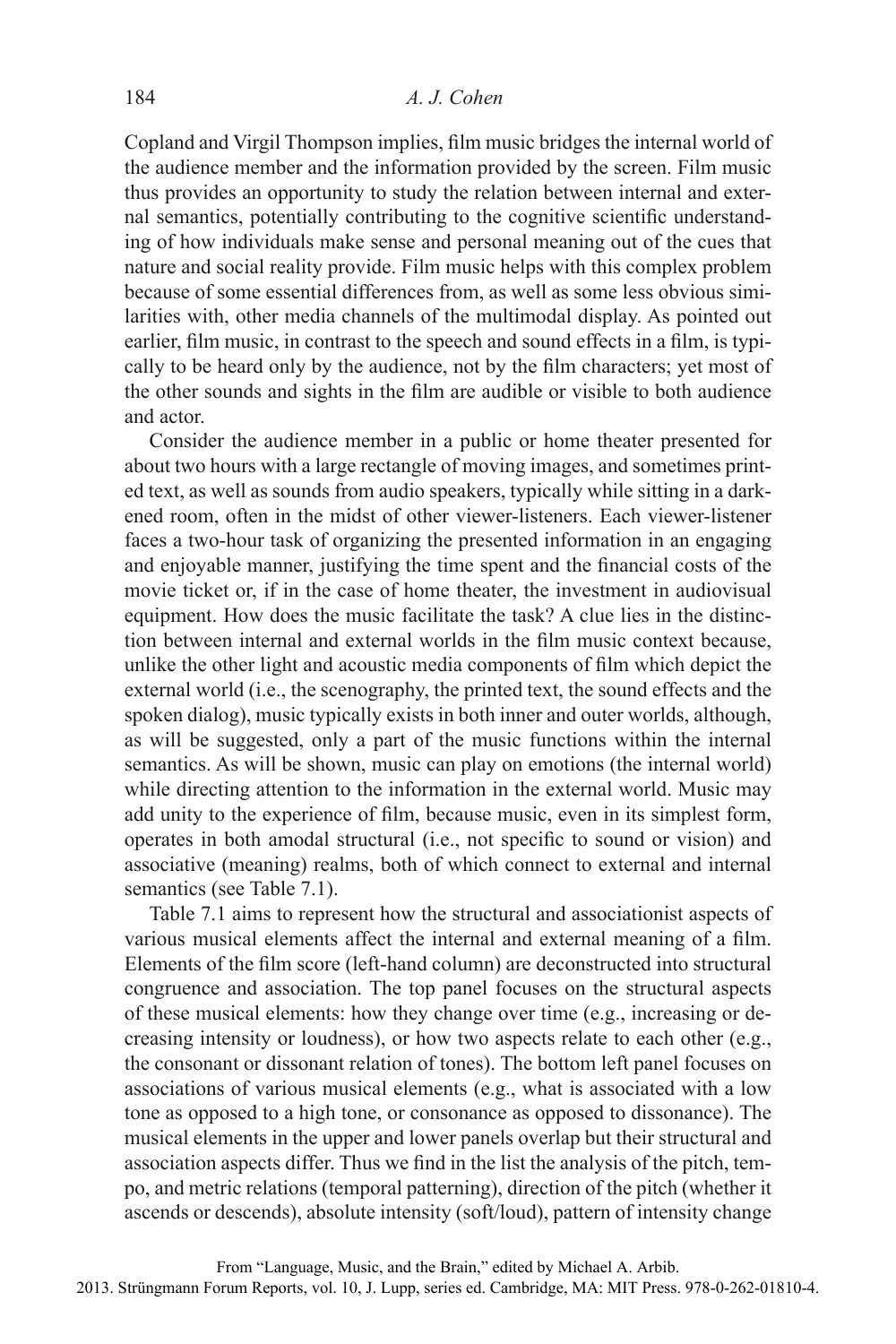Copland and Virgil Thompson implies, film music bridges the internal world of the audience member and the information provided by the screen. Film music thus provides an opportunity to study the relation between internal and external semantics, potentially contributing to the cognitive scientific understanding of how individuals make sense and personal meaning out of the cues that nature and social reality provide. Film music helps with this complex problem because of some essential differences from, as well as some less obvious similarities with, other media channels of the multimodal display. As pointed out earlier, film music, in contrast to the speech and sound effects in a film, is typically to be heard only by the audience, not by the film characters; yet most of the other sounds and sights in the film are audible or visible to both audience and actor.

Consider the audience member in a public or home theater presented for about two hours with a large rectangle of moving images, and sometimes printed text, as well as sounds from audio speakers, typically while sitting in a darkened room, often in the midst of other viewer-listeners. Each viewer-listener faces a two-hour task of organizing the presented information in an engaging and enjoyable manner, justifying the time spent and the financial costs of the movie ticket or, if in the case of home theater, the investment in audiovisual equipment. How does the music facilitate the task? A clue lies in the distinction between internal and external worlds in the film music context because, unlike the other light and acoustic media components of film which depict the external world (i.e., the scenography, the printed text, the sound effects and the spoken dialog), music typically exists in both inner and outer worlds, although, as will be suggested, only a part of the music functions within the internal semantics. As will be shown, music can play on emotions (the internal world) while directing attention to the information in the external world. Music may add unity to the experience of film, because music, even in its simplest form, operates in both amodal structural (i.e., not specific to sound or vision) and associative (meaning) realms, both of which connect to external and internal semantics (see Table 7.1).

Table 7.1 aims to represent how the structural and associationist aspects of various musical elements affect the internal and external meaning of a film. Elements of the film score (left-hand column) are deconstructed into structural congruence and association. The top panel focuses on the structural aspects of these musical elements: how they change over time (e.g., increasing or decreasing intensity or loudness), or how two aspects relate to each other (e.g., the consonant or dissonant relation of tones). The bottom left panel focuses on associations of various musical elements (e.g., what is associated with a low tone as opposed to a high tone, or consonance as opposed to dissonance). The musical elements in the upper and lower panels overlap but their structural and association aspects differ. Thus we find in the list the analysis of the pitch, tempo, and metric relations (temporal patterning), direction of the pitch (whether it ascends or descends), absolute intensity (soft/loud), pattern of intensity change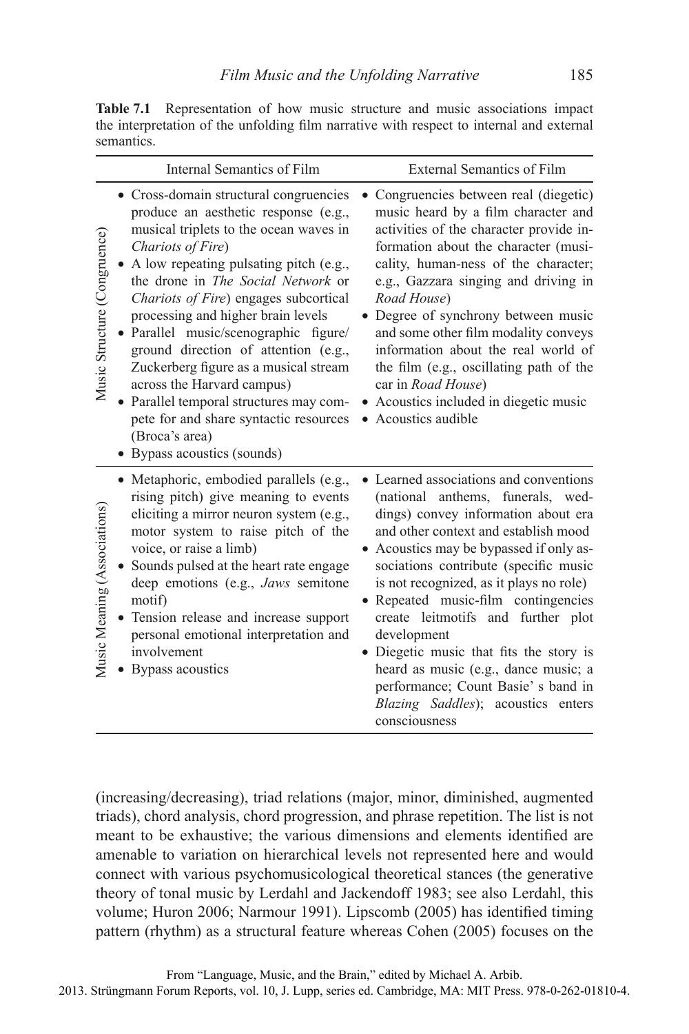**Table 7.1** Representation of how music structure and music associations impact the interpretation of the unfolding film narrative with respect to internal and external semantics.

| | Internal Semantics of Film | External Semantics of Film |
|---|---|---|
| Music Structure (Congruence) | • Cross-domain structural congruencies produce an aesthetic response (e.g., musical triplets to the ocean waves in *Chariots of Fire*)<br>• A low repeating pulsating pitch (e.g., the drone in *The Social Network* or *Chariots of Fire*) engages subcortical processing and higher brain levels<br>• Parallel music/scenographic figure/ground direction of attention (e.g., Zuckerberg figure as a musical stream across the Harvard campus)<br>• Parallel temporal structures may compete for and share syntactic resources (Broca's area)<br>• Bypass acoustics (sounds) | • Congruencies between real (diegetic) music heard by a film character and activities of the character provide information about the character (musicality, human-ness of the character; e.g., Gazzara singing and driving in *Road House*)<br>• Degree of synchrony between music and some other film modality conveys information about the real world of the film (e.g., oscillating path of the car in *Road House*)<br>• Acoustics included in diegetic music<br>• Acoustics audible |
| Music Meaning (Associations) | • Metaphoric, embodied parallels (e.g., rising pitch) give meaning to events eliciting a mirror neuron system (e.g., motor system to raise pitch of the voice, or raise a limb)<br>• Sounds pulsed at the heart rate engage deep emotions (e.g., *Jaws* semitone motif)<br>• Tension release and increase support personal emotional interpretation and involvement<br>• Bypass acoustics | • Learned associations and conventions (national anthems, funerals, weddings) convey information about era and other context and establish mood<br>• Acoustics may be bypassed if only associations contribute (specific music is not recognized, as it plays no role)<br>• Repeated music-film contingencies create leitmotifs and further plot development<br>• Diegetic music that fits the story is heard as music (e.g., dance music; a performance; Count Basie' s band in *Blazing Saddles*); acoustics enters consciousness |

(increasing/decreasing), triad relations (major, minor, diminished, augmented triads), chord analysis, chord progression, and phrase repetition. The list is not meant to be exhaustive; the various dimensions and elements identified are amenable to variation on hierarchical levels not represented here and would connect with various psychomusicological theoretical stances (the generative theory of tonal music by Lerdahl and Jackendoff 1983; see also Lerdahl, this volume; Huron 2006; Narmour 1991). Lipscomb (2005) has identified timing pattern (rhythm) as a structural feature whereas Cohen (2005) focuses on the

From "Language, Music, and the Brain," edited by Michael A. Arbib.
2013. Strüngmann Forum Reports, vol. 10, J. Lupp, series ed. Cambridge, MA: MIT Press. 978-0-262-01810-4.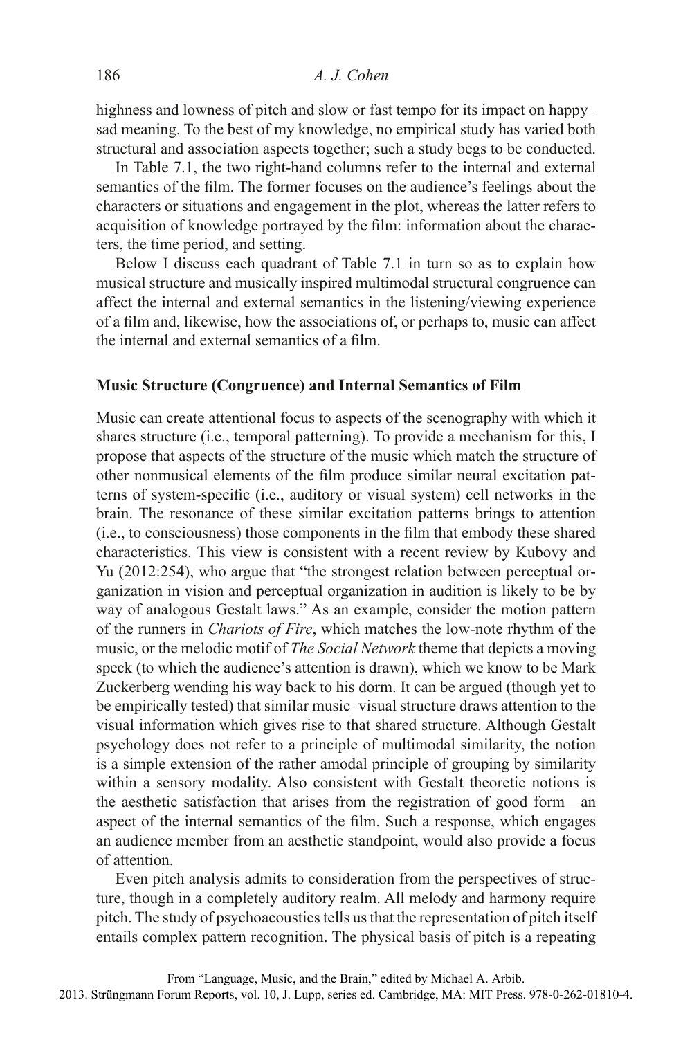highness and lowness of pitch and slow or fast tempo for its impact on happy–sad meaning. To the best of my knowledge, no empirical study has varied both structural and association aspects together; such a study begs to be conducted.

In Table 7.1, the two right-hand columns refer to the internal and external semantics of the film. The former focuses on the audience's feelings about the characters or situations and engagement in the plot, whereas the latter refers to acquisition of knowledge portrayed by the film: information about the characters, the time period, and setting.

Below I discuss each quadrant of Table 7.1 in turn so as to explain how musical structure and musically inspired multimodal structural congruence can affect the internal and external semantics in the listening/viewing experience of a film and, likewise, how the associations of, or perhaps to, music can affect the internal and external semantics of a film.

### Music Structure (Congruence) and Internal Semantics of Film

Music can create attentional focus to aspects of the scenography with which it shares structure (i.e., temporal patterning). To provide a mechanism for this, I propose that aspects of the structure of the music which match the structure of other nonmusical elements of the film produce similar neural excitation patterns of system-specific (i.e., auditory or visual system) cell networks in the brain. The resonance of these similar excitation patterns brings to attention (i.e., to consciousness) those components in the film that embody these shared characteristics. This view is consistent with a recent review by Kubovy and Yu (2012:254), who argue that "the strongest relation between perceptual organization in vision and perceptual organization in audition is likely to be by way of analogous Gestalt laws." As an example, consider the motion pattern of the runners in *Chariots of Fire*, which matches the low-note rhythm of the music, or the melodic motif of *The Social Network* theme that depicts a moving speck (to which the audience's attention is drawn), which we know to be Mark Zuckerberg wending his way back to his dorm. It can be argued (though yet to be empirically tested) that similar music–visual structure draws attention to the visual information which gives rise to that shared structure. Although Gestalt psychology does not refer to a principle of multimodal similarity, the notion is a simple extension of the rather amodal principle of grouping by similarity within a sensory modality. Also consistent with Gestalt theoretic notions is the aesthetic satisfaction that arises from the registration of good form—an aspect of the internal semantics of the film. Such a response, which engages an audience member from an aesthetic standpoint, would also provide a focus of attention.

Even pitch analysis admits to consideration from the perspectives of structure, though in a completely auditory realm. All melody and harmony require pitch. The study of psychoacoustics tells us that the representation of pitch itself entails complex pattern recognition. The physical basis of pitch is a repeating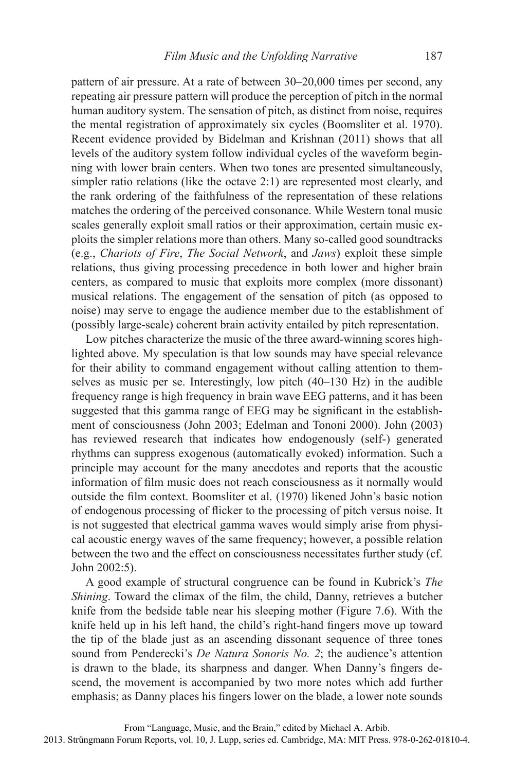pattern of air pressure. At a rate of between 30–20,000 times per second, any repeating air pressure pattern will produce the perception of pitch in the normal human auditory system. The sensation of pitch, as distinct from noise, requires the mental registration of approximately six cycles (Boomsliter et al. 1970). Recent evidence provided by Bidelman and Krishnan (2011) shows that all levels of the auditory system follow individual cycles of the waveform beginning with lower brain centers. When two tones are presented simultaneously, simpler ratio relations (like the octave 2:1) are represented most clearly, and the rank ordering of the faithfulness of the representation of these relations matches the ordering of the perceived consonance. While Western tonal music scales generally exploit small ratios or their approximation, certain music exploits the simpler relations more than others. Many so-called good soundtracks (e.g., *Chariots of Fire*, *The Social Network*, and *Jaws*) exploit these simple relations, thus giving processing precedence in both lower and higher brain centers, as compared to music that exploits more complex (more dissonant) musical relations. The engagement of the sensation of pitch (as opposed to noise) may serve to engage the audience member due to the establishment of (possibly large-scale) coherent brain activity entailed by pitch representation.

Low pitches characterize the music of the three award-winning scores highlighted above. My speculation is that low sounds may have special relevance for their ability to command engagement without calling attention to themselves as music per se. Interestingly, low pitch (40–130 Hz) in the audible frequency range is high frequency in brain wave EEG patterns, and it has been suggested that this gamma range of EEG may be significant in the establishment of consciousness (John 2003; Edelman and Tononi 2000). John (2003) has reviewed research that indicates how endogenously (self-) generated rhythms can suppress exogenous (automatically evoked) information. Such a principle may account for the many anecdotes and reports that the acoustic information of film music does not reach consciousness as it normally would outside the film context. Boomsliter et al. (1970) likened John's basic notion of endogenous processing of flicker to the processing of pitch versus noise. It is not suggested that electrical gamma waves would simply arise from physical acoustic energy waves of the same frequency; however, a possible relation between the two and the effect on consciousness necessitates further study (cf. John 2002:5).

A good example of structural congruence can be found in Kubrick's *The Shining*. Toward the climax of the film, the child, Danny, retrieves a butcher knife from the bedside table near his sleeping mother (Figure 7.6). With the knife held up in his left hand, the child's right-hand fingers move up toward the tip of the blade just as an ascending dissonant sequence of three tones sound from Penderecki's *De Natura Sonoris No. 2*; the audience's attention is drawn to the blade, its sharpness and danger. When Danny's fingers descend, the movement is accompanied by two more notes which add further emphasis; as Danny places his fingers lower on the blade, a lower note sounds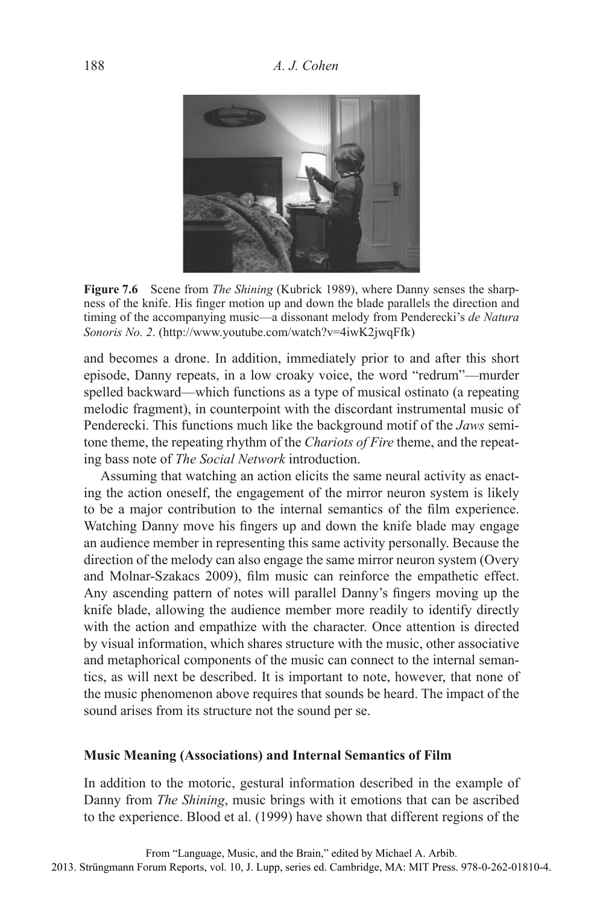**Figure 7.6** Scene from *The Shining* (Kubrick 1989), where Danny senses the sharpness of the knife. His finger motion up and down the blade parallels the direction and timing of the accompanying music—a dissonant melody from Penderecki's *de Natura Sonoris No. 2*. (http://www.youtube.com/watch?v=4iwK2jwqFfk)

and becomes a drone. In addition, immediately prior to and after this short episode, Danny repeats, in a low croaky voice, the word "redrum"—murder spelled backward—which functions as a type of musical ostinato (a repeating melodic fragment), in counterpoint with the discordant instrumental music of Penderecki. This functions much like the background motif of the *Jaws* semitone theme, the repeating rhythm of the *Chariots of Fire* theme, and the repeating bass note of *The Social Network* introduction.

Assuming that watching an action elicits the same neural activity as enacting the action oneself, the engagement of the mirror neuron system is likely to be a major contribution to the internal semantics of the film experience. Watching Danny move his fingers up and down the knife blade may engage an audience member in representing this same activity personally. Because the direction of the melody can also engage the same mirror neuron system (Overy and Molnar-Szakacs 2009), film music can reinforce the empathetic effect. Any ascending pattern of notes will parallel Danny's fingers moving up the knife blade, allowing the audience member more readily to identify directly with the action and empathize with the character. Once attention is directed by visual information, which shares structure with the music, other associative and metaphorical components of the music can connect to the internal semantics, as will next be described. It is important to note, however, that none of the music phenomenon above requires that sounds be heard. The impact of the sound arises from its structure not the sound per se.

## Music Meaning (Associations) and Internal Semantics of Film

In addition to the motoric, gestural information described in the example of Danny from *The Shining*, music brings with it emotions that can be ascribed to the experience. Blood et al. (1999) have shown that different regions of the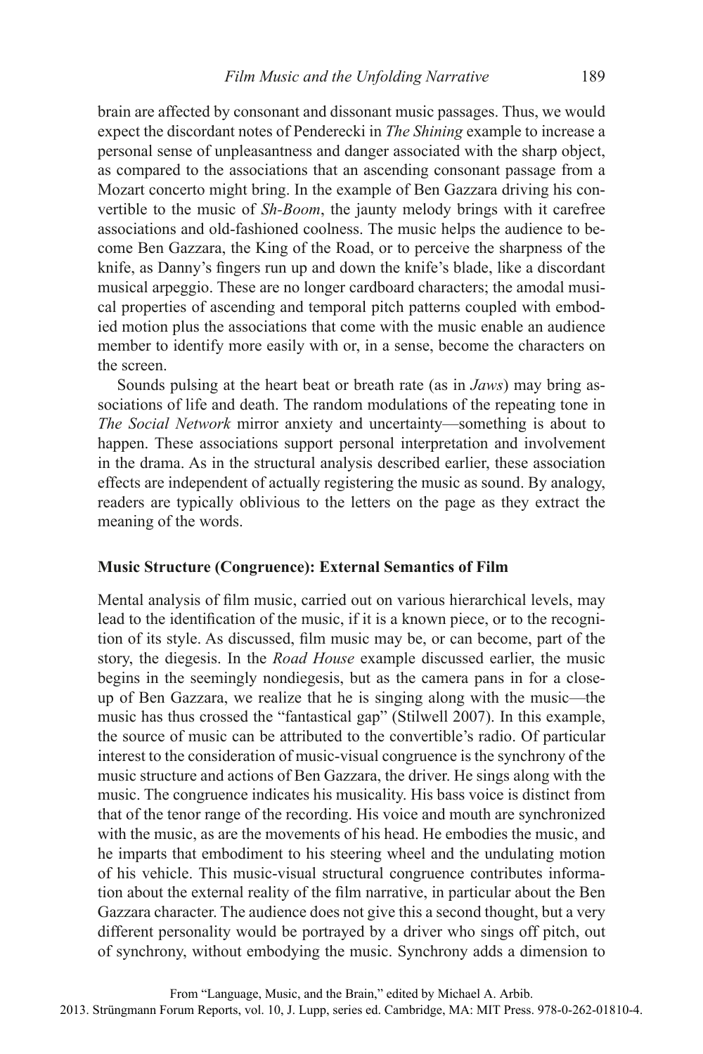brain are affected by consonant and dissonant music passages. Thus, we would expect the discordant notes of Penderecki in *The Shining* example to increase a personal sense of unpleasantness and danger associated with the sharp object, as compared to the associations that an ascending consonant passage from a Mozart concerto might bring. In the example of Ben Gazzara driving his convertible to the music of *Sh-Boom*, the jaunty melody brings with it carefree associations and old-fashioned coolness. The music helps the audience to become Ben Gazzara, the King of the Road, or to perceive the sharpness of the knife, as Danny's fingers run up and down the knife's blade, like a discordant musical arpeggio. These are no longer cardboard characters; the amodal musical properties of ascending and temporal pitch patterns coupled with embodied motion plus the associations that come with the music enable an audience member to identify more easily with or, in a sense, become the characters on the screen.

Sounds pulsing at the heart beat or breath rate (as in *Jaws*) may bring associations of life and death. The random modulations of the repeating tone in *The Social Network* mirror anxiety and uncertainty—something is about to happen. These associations support personal interpretation and involvement in the drama. As in the structural analysis described earlier, these association effects are independent of actually registering the music as sound. By analogy, readers are typically oblivious to the letters on the page as they extract the meaning of the words.

### Music Structure (Congruence): External Semantics of Film

Mental analysis of film music, carried out on various hierarchical levels, may lead to the identification of the music, if it is a known piece, or to the recognition of its style. As discussed, film music may be, or can become, part of the story, the diegesis. In the *Road House* example discussed earlier, the music begins in the seemingly nondiegesis, but as the camera pans in for a close-up of Ben Gazzara, we realize that he is singing along with the music—the music has thus crossed the "fantastical gap" (Stilwell 2007). In this example, the source of music can be attributed to the convertible's radio. Of particular interest to the consideration of music-visual congruence is the synchrony of the music structure and actions of Ben Gazzara, the driver. He sings along with the music. The congruence indicates his musicality. His bass voice is distinct from that of the tenor range of the recording. His voice and mouth are synchronized with the music, as are the movements of his head. He embodies the music, and he imparts that embodiment to his steering wheel and the undulating motion of his vehicle. This music-visual structural congruence contributes information about the external reality of the film narrative, in particular about the Ben Gazzara character. The audience does not give this a second thought, but a very different personality would be portrayed by a driver who sings off pitch, out of synchrony, without embodying the music. Synchrony adds a dimension to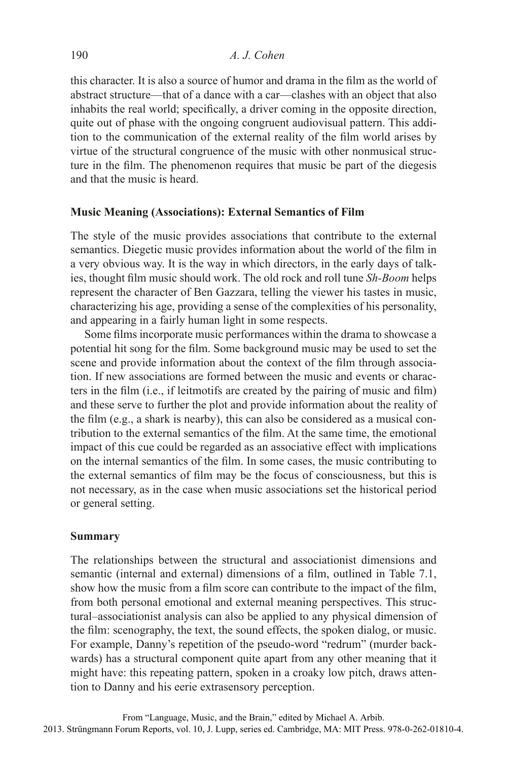this character. It is also a source of humor and drama in the film as the world of abstract structure—that of a dance with a car—clashes with an object that also inhabits the real world; specifically, a driver coming in the opposite direction, quite out of phase with the ongoing congruent audiovisual pattern. This addition to the communication of the external reality of the film world arises by virtue of the structural congruence of the music with other nonmusical structure in the film. The phenomenon requires that music be part of the diegesis and that the music is heard.

### Music Meaning (Associations): External Semantics of Film

The style of the music provides associations that contribute to the external semantics. Diegetic music provides information about the world of the film in a very obvious way. It is the way in which directors, in the early days of talkies, thought film music should work. The old rock and roll tune *Sh-Boom* helps represent the character of Ben Gazzara, telling the viewer his tastes in music, characterizing his age, providing a sense of the complexities of his personality, and appearing in a fairly human light in some respects.

Some films incorporate music performances within the drama to showcase a potential hit song for the film. Some background music may be used to set the scene and provide information about the context of the film through association. If new associations are formed between the music and events or characters in the film (i.e., if leitmotifs are created by the pairing of music and film) and these serve to further the plot and provide information about the reality of the film (e.g., a shark is nearby), this can also be considered as a musical contribution to the external semantics of the film. At the same time, the emotional impact of this cue could be regarded as an associative effect with implications on the internal semantics of the film. In some cases, the music contributing to the external semantics of film may be the focus of consciousness, but this is not necessary, as in the case when music associations set the historical period or general setting.

### Summary

The relationships between the structural and associationist dimensions and semantic (internal and external) dimensions of a film, outlined in Table 7.1, show how the music from a film score can contribute to the impact of the film, from both personal emotional and external meaning perspectives. This structural–associationist analysis can also be applied to any physical dimension of the film: scenography, the text, the sound effects, the spoken dialog, or music. For example, Danny's repetition of the pseudo-word "redrum" (murder backwards) has a structural component quite apart from any other meaning that it might have: this repeating pattern, spoken in a croaky low pitch, draws attention to Danny and his eerie extrasensory perception.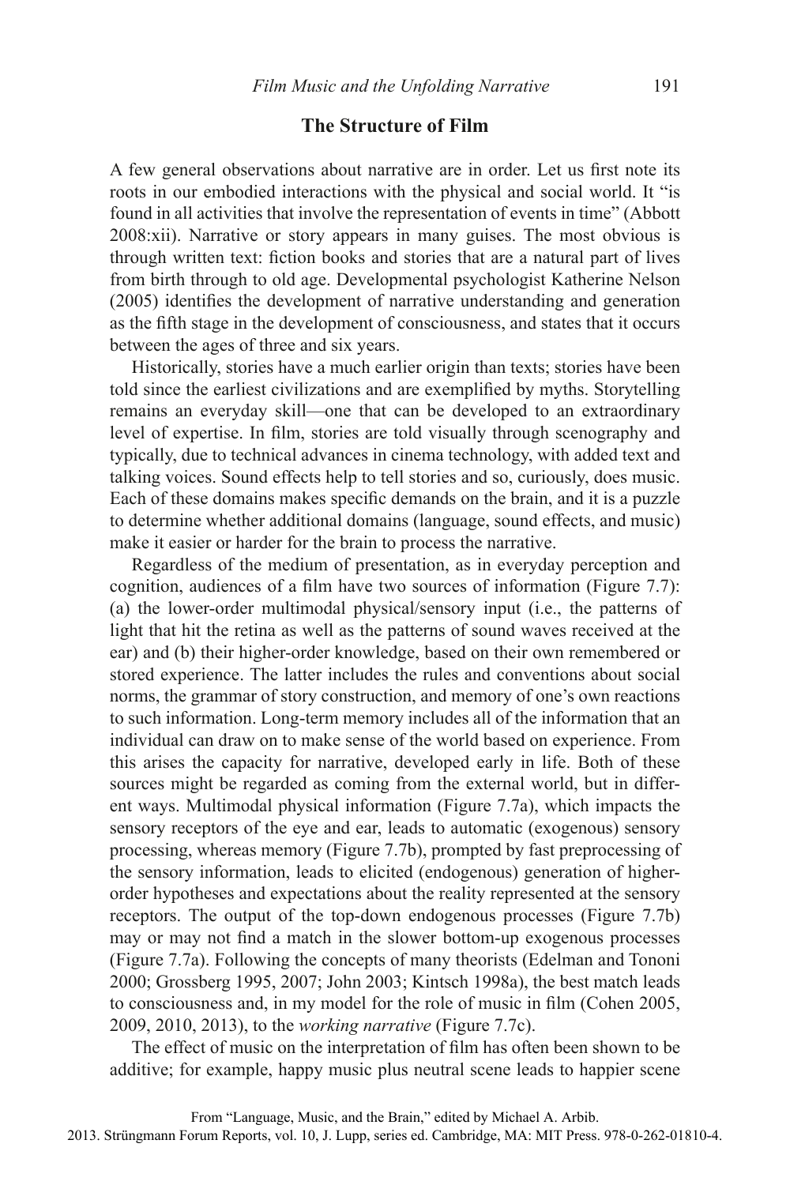## The Structure of Film

A few general observations about narrative are in order. Let us first note its roots in our embodied interactions with the physical and social world. It "is found in all activities that involve the representation of events in time" (Abbott 2008:xii). Narrative or story appears in many guises. The most obvious is through written text: fiction books and stories that are a natural part of lives from birth through to old age. Developmental psychologist Katherine Nelson (2005) identifies the development of narrative understanding and generation as the fifth stage in the development of consciousness, and states that it occurs between the ages of three and six years.

Historically, stories have a much earlier origin than texts; stories have been told since the earliest civilizations and are exemplified by myths. Storytelling remains an everyday skill—one that can be developed to an extraordinary level of expertise. In film, stories are told visually through scenography and typically, due to technical advances in cinema technology, with added text and talking voices. Sound effects help to tell stories and so, curiously, does music. Each of these domains makes specific demands on the brain, and it is a puzzle to determine whether additional domains (language, sound effects, and music) make it easier or harder for the brain to process the narrative.

Regardless of the medium of presentation, as in everyday perception and cognition, audiences of a film have two sources of information (Figure 7.7): (a) the lower-order multimodal physical/sensory input (i.e., the patterns of light that hit the retina as well as the patterns of sound waves received at the ear) and (b) their higher-order knowledge, based on their own remembered or stored experience. The latter includes the rules and conventions about social norms, the grammar of story construction, and memory of one's own reactions to such information. Long-term memory includes all of the information that an individual can draw on to make sense of the world based on experience. From this arises the capacity for narrative, developed early in life. Both of these sources might be regarded as coming from the external world, but in different ways. Multimodal physical information (Figure 7.7a), which impacts the sensory receptors of the eye and ear, leads to automatic (exogenous) sensory processing, whereas memory (Figure 7.7b), prompted by fast preprocessing of the sensory information, leads to elicited (endogenous) generation of higher-order hypotheses and expectations about the reality represented at the sensory receptors. The output of the top-down endogenous processes (Figure 7.7b) may or may not find a match in the slower bottom-up exogenous processes (Figure 7.7a). Following the concepts of many theorists (Edelman and Tononi 2000; Grossberg 1995, 2007; John 2003; Kintsch 1998a), the best match leads to consciousness and, in my model for the role of music in film (Cohen 2005, 2009, 2010, 2013), to the *working narrative* (Figure 7.7c).

The effect of music on the interpretation of film has often been shown to be additive; for example, happy music plus neutral scene leads to happier scene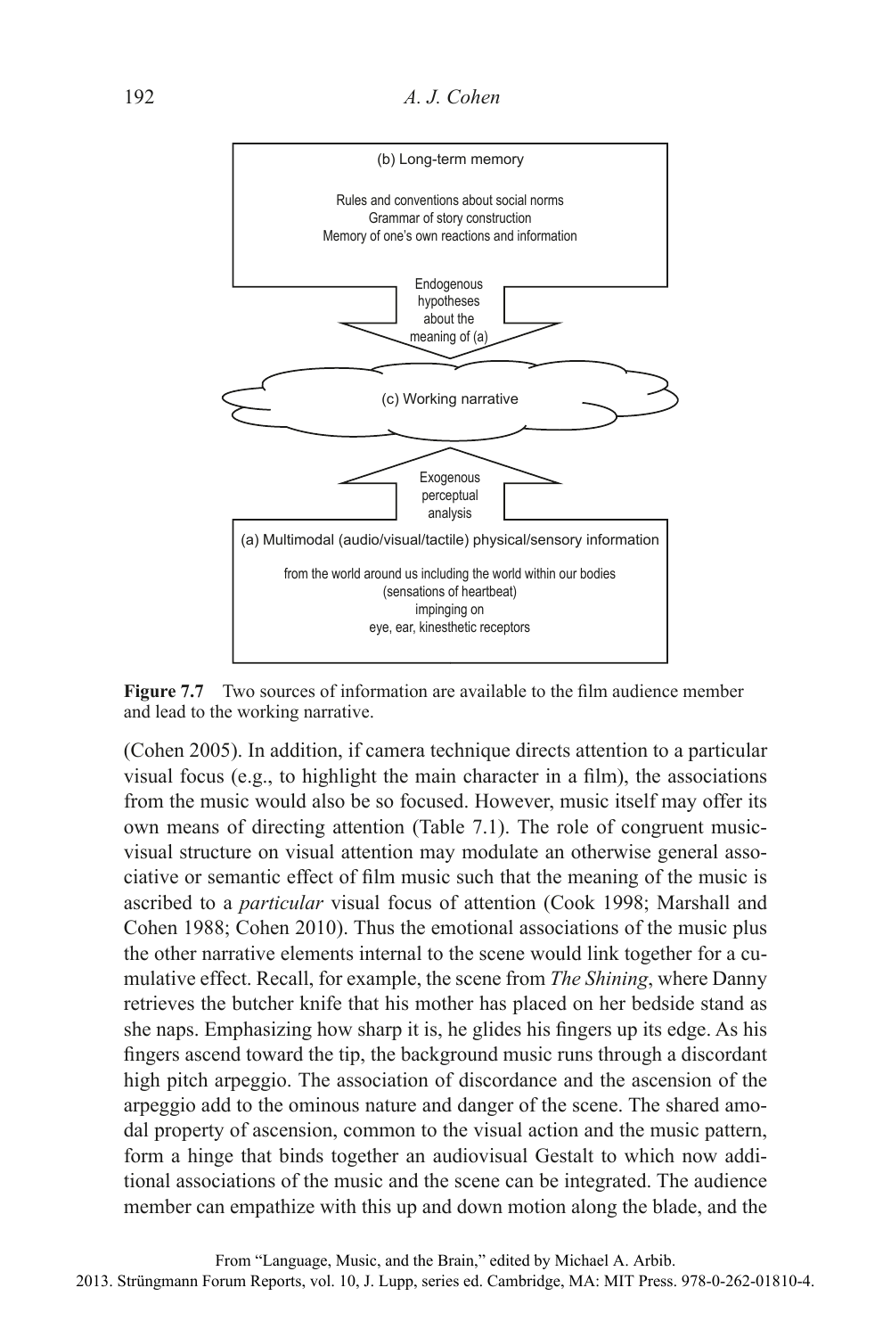(b) Long-term memory

Rules and conventions about social norms
Grammar of story construction
Memory of one's own reactions and information

Endogenous hypotheses about the meaning of (a)

(c) Working narrative

Exogenous perceptual analysis

(a) Multimodal (audio/visual/tactile) physical/sensory information

from the world around us including the world within our bodies
(sensations of heartbeat)
impinging on
eye, ear, kinesthetic receptors

**Figure 7.7** Two sources of information are available to the film audience member and lead to the working narrative.

(Cohen 2005). In addition, if camera technique directs attention to a particular visual focus (e.g., to highlight the main character in a film), the associations from the music would also be so focused. However, music itself may offer its own means of directing attention (Table 7.1). The role of congruent music-visual structure on visual attention may modulate an otherwise general associative or semantic effect of film music such that the meaning of the music is ascribed to a *particular* visual focus of attention (Cook 1998; Marshall and Cohen 1988; Cohen 2010). Thus the emotional associations of the music plus the other narrative elements internal to the scene would link together for a cumulative effect. Recall, for example, the scene from *The Shining*, where Danny retrieves the butcher knife that his mother has placed on her bedside stand as she naps. Emphasizing how sharp it is, he glides his fingers up its edge. As his fingers ascend toward the tip, the background music runs through a discordant high pitch arpeggio. The association of discordance and the ascension of the arpeggio add to the ominous nature and danger of the scene. The shared amodal property of ascension, common to the visual action and the music pattern, form a hinge that binds together an audiovisual Gestalt to which now additional associations of the music and the scene can be integrated. The audience member can empathize with this up and down motion along the blade, and the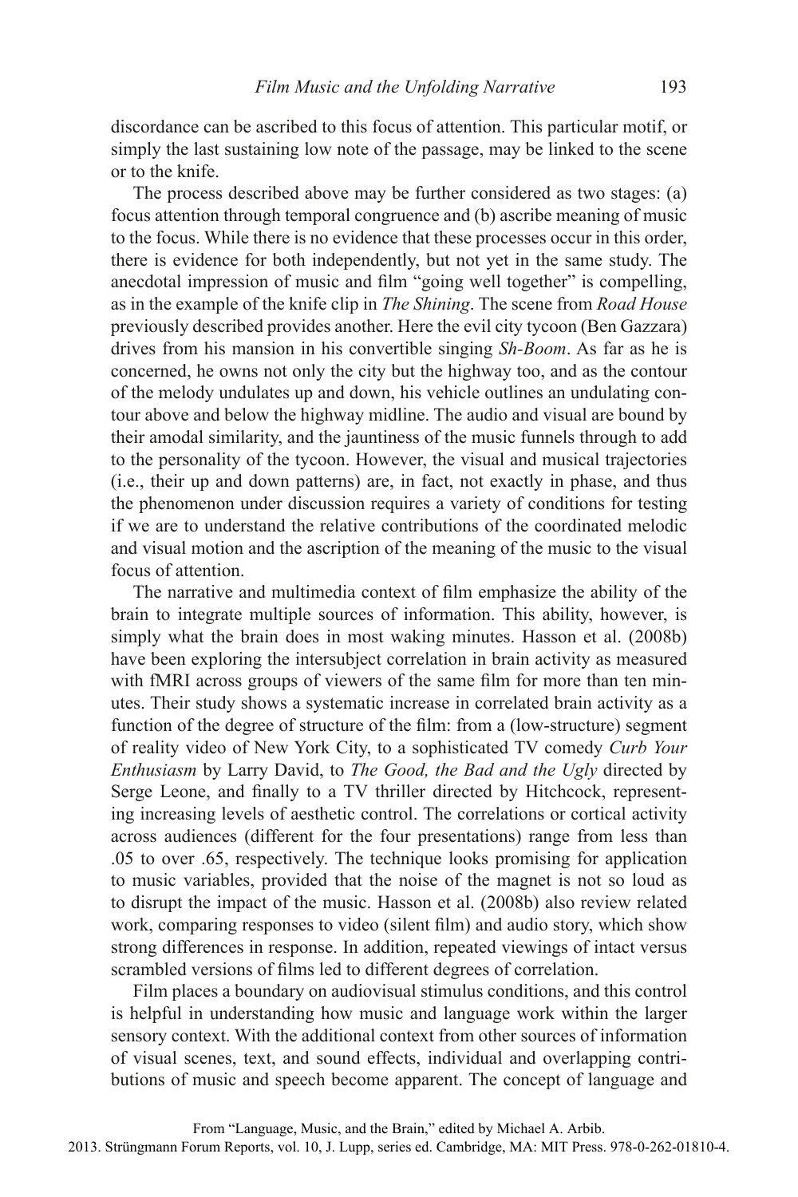discordance can be ascribed to this focus of attention. This particular motif, or simply the last sustaining low note of the passage, may be linked to the scene or to the knife.

The process described above may be further considered as two stages: (a) focus attention through temporal congruence and (b) ascribe meaning of music to the focus. While there is no evidence that these processes occur in this order, there is evidence for both independently, but not yet in the same study. The anecdotal impression of music and film "going well together" is compelling, as in the example of the knife clip in *The Shining*. The scene from *Road House* previously described provides another. Here the evil city tycoon (Ben Gazzara) drives from his mansion in his convertible singing *Sh-Boom*. As far as he is concerned, he owns not only the city but the highway too, and as the contour of the melody undulates up and down, his vehicle outlines an undulating contour above and below the highway midline. The audio and visual are bound by their amodal similarity, and the jauntiness of the music funnels through to add to the personality of the tycoon. However, the visual and musical trajectories (i.e., their up and down patterns) are, in fact, not exactly in phase, and thus the phenomenon under discussion requires a variety of conditions for testing if we are to understand the relative contributions of the coordinated melodic and visual motion and the ascription of the meaning of the music to the visual focus of attention.

The narrative and multimedia context of film emphasize the ability of the brain to integrate multiple sources of information. This ability, however, is simply what the brain does in most waking minutes. Hasson et al. (2008b) have been exploring the intersubject correlation in brain activity as measured with fMRI across groups of viewers of the same film for more than ten minutes. Their study shows a systematic increase in correlated brain activity as a function of the degree of structure of the film: from a (low-structure) segment of reality video of New York City, to a sophisticated TV comedy *Curb Your Enthusiasm* by Larry David, to *The Good, the Bad and the Ugly* directed by Serge Leone, and finally to a TV thriller directed by Hitchcock, representing increasing levels of aesthetic control. The correlations or cortical activity across audiences (different for the four presentations) range from less than .05 to over .65, respectively. The technique looks promising for application to music variables, provided that the noise of the magnet is not so loud as to disrupt the impact of the music. Hasson et al. (2008b) also review related work, comparing responses to video (silent film) and audio story, which show strong differences in response. In addition, repeated viewings of intact versus scrambled versions of films led to different degrees of correlation.

Film places a boundary on audiovisual stimulus conditions, and this control is helpful in understanding how music and language work within the larger sensory context. With the additional context from other sources of information of visual scenes, text, and sound effects, individual and overlapping contributions of music and speech become apparent. The concept of language and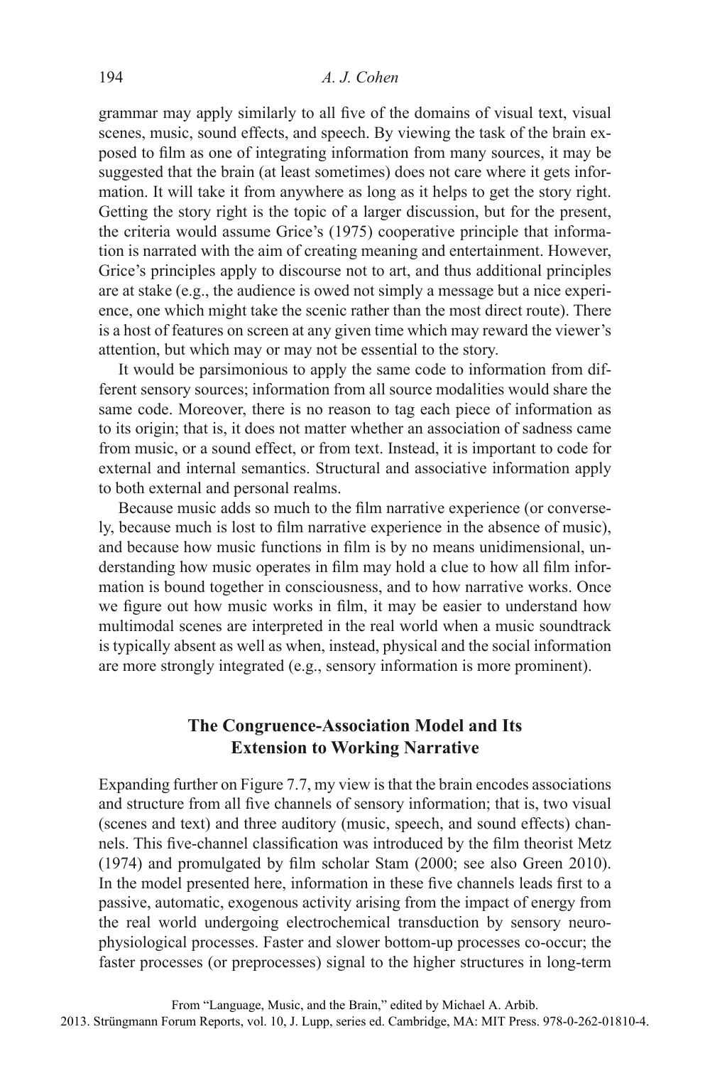grammar may apply similarly to all five of the domains of visual text, visual scenes, music, sound effects, and speech. By viewing the task of the brain exposed to film as one of integrating information from many sources, it may be suggested that the brain (at least sometimes) does not care where it gets information. It will take it from anywhere as long as it helps to get the story right. Getting the story right is the topic of a larger discussion, but for the present, the criteria would assume Grice's (1975) cooperative principle that information is narrated with the aim of creating meaning and entertainment. However, Grice's principles apply to discourse not to art, and thus additional principles are at stake (e.g., the audience is owed not simply a message but a nice experience, one which might take the scenic rather than the most direct route). There is a host of features on screen at any given time which may reward the viewer's attention, but which may or may not be essential to the story.

It would be parsimonious to apply the same code to information from different sensory sources; information from all source modalities would share the same code. Moreover, there is no reason to tag each piece of information as to its origin; that is, it does not matter whether an association of sadness came from music, or a sound effect, or from text. Instead, it is important to code for external and internal semantics. Structural and associative information apply to both external and personal realms.

Because music adds so much to the film narrative experience (or conversely, because much is lost to film narrative experience in the absence of music), and because how music functions in film is by no means unidimensional, understanding how music operates in film may hold a clue to how all film information is bound together in consciousness, and to how narrative works. Once we figure out how music works in film, it may be easier to understand how multimodal scenes are interpreted in the real world when a music soundtrack is typically absent as well as when, instead, physical and the social information are more strongly integrated (e.g., sensory information is more prominent).

## The Congruence-Association Model and Its Extension to Working Narrative

Expanding further on Figure 7.7, my view is that the brain encodes associations and structure from all five channels of sensory information; that is, two visual (scenes and text) and three auditory (music, speech, and sound effects) channels. This five-channel classification was introduced by the film theorist Metz (1974) and promulgated by film scholar Stam (2000; see also Green 2010). In the model presented here, information in these five channels leads first to a passive, automatic, exogenous activity arising from the impact of energy from the real world undergoing electrochemical transduction by sensory neurophysiological processes. Faster and slower bottom-up processes co-occur; the faster processes (or preprocesses) signal to the higher structures in long-term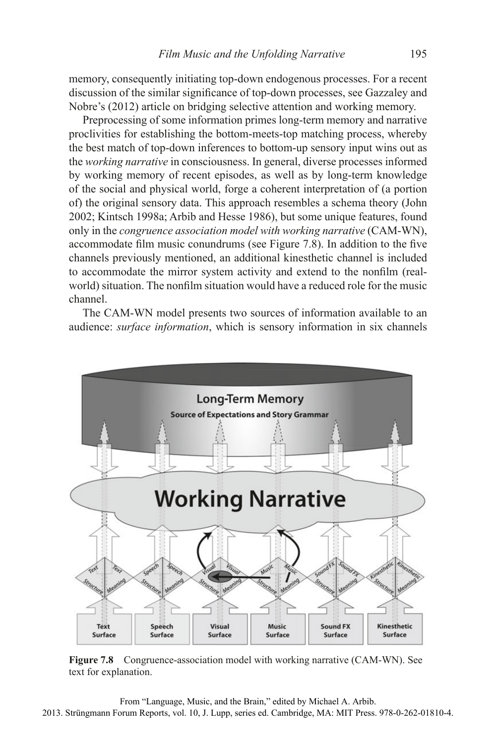memory, consequently initiating top-down endogenous processes. For a recent discussion of the similar significance of top-down processes, see Gazzaley and Nobre's (2012) article on bridging selective attention and working memory.

Preprocessing of some information primes long-term memory and narrative proclivities for establishing the bottom-meets-top matching process, whereby the best match of top-down inferences to bottom-up sensory input wins out as the *working narrative* in consciousness. In general, diverse processes informed by working memory of recent episodes, as well as by long-term knowledge of the social and physical world, forge a coherent interpretation of (a portion of) the original sensory data. This approach resembles a schema theory (John 2002; Kintsch 1998a; Arbib and Hesse 1986), but some unique features, found only in the *congruence association model with working narrative* (CAM-WN), accommodate film music conundrums (see Figure 7.8). In addition to the five channels previously mentioned, an additional kinesthetic channel is included to accommodate the mirror system activity and extend to the nonfilm (real-world) situation. The nonfilm situation would have a reduced role for the music channel.

The CAM-WN model presents two sources of information available to an audience: *surface information*, which is sensory information in six channels

**Figure 7.8** Congruence-association model with working narrative (CAM-WN). See text for explanation.

From "Language, Music, and the Brain," edited by Michael A. Arbib.
2013. Strüngmann Forum Reports, vol. 10, J. Lupp, series ed. Cambridge, MA: MIT Press. 978-0-262-01810-4.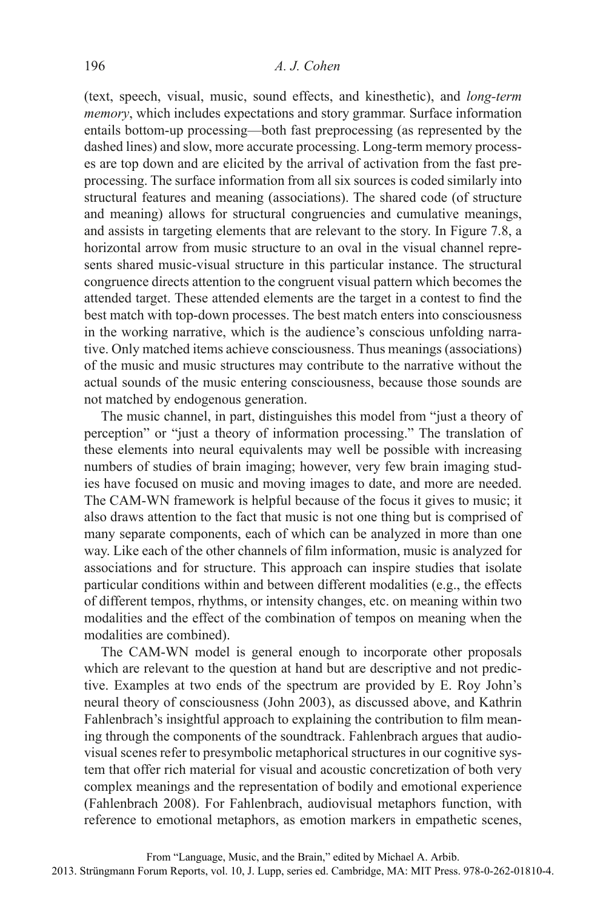(text, speech, visual, music, sound effects, and kinesthetic), and *long-term memory*, which includes expectations and story grammar. Surface information entails bottom-up processing—both fast preprocessing (as represented by the dashed lines) and slow, more accurate processing. Long-term memory processes are top down and are elicited by the arrival of activation from the fast preprocessing. The surface information from all six sources is coded similarly into structural features and meaning (associations). The shared code (of structure and meaning) allows for structural congruencies and cumulative meanings, and assists in targeting elements that are relevant to the story. In Figure 7.8, a horizontal arrow from music structure to an oval in the visual channel represents shared music-visual structure in this particular instance. The structural congruence directs attention to the congruent visual pattern which becomes the attended target. These attended elements are the target in a contest to find the best match with top-down processes. The best match enters into consciousness in the working narrative, which is the audience's conscious unfolding narrative. Only matched items achieve consciousness. Thus meanings (associations) of the music and music structures may contribute to the narrative without the actual sounds of the music entering consciousness, because those sounds are not matched by endogenous generation.

The music channel, in part, distinguishes this model from "just a theory of perception" or "just a theory of information processing." The translation of these elements into neural equivalents may well be possible with increasing numbers of studies of brain imaging; however, very few brain imaging studies have focused on music and moving images to date, and more are needed. The CAM-WN framework is helpful because of the focus it gives to music; it also draws attention to the fact that music is not one thing but is comprised of many separate components, each of which can be analyzed in more than one way. Like each of the other channels of film information, music is analyzed for associations and for structure. This approach can inspire studies that isolate particular conditions within and between different modalities (e.g., the effects of different tempos, rhythms, or intensity changes, etc. on meaning within two modalities and the effect of the combination of tempos on meaning when the modalities are combined).

The CAM-WN model is general enough to incorporate other proposals which are relevant to the question at hand but are descriptive and not predictive. Examples at two ends of the spectrum are provided by E. Roy John's neural theory of consciousness (John 2003), as discussed above, and Kathrin Fahlenbrach's insightful approach to explaining the contribution to film meaning through the components of the soundtrack. Fahlenbrach argues that audiovisual scenes refer to presymbolic metaphorical structures in our cognitive system that offer rich material for visual and acoustic concretization of both very complex meanings and the representation of bodily and emotional experience (Fahlenbrach 2008). For Fahlenbrach, audiovisual metaphors function, with reference to emotional metaphors, as emotion markers in empathetic scenes,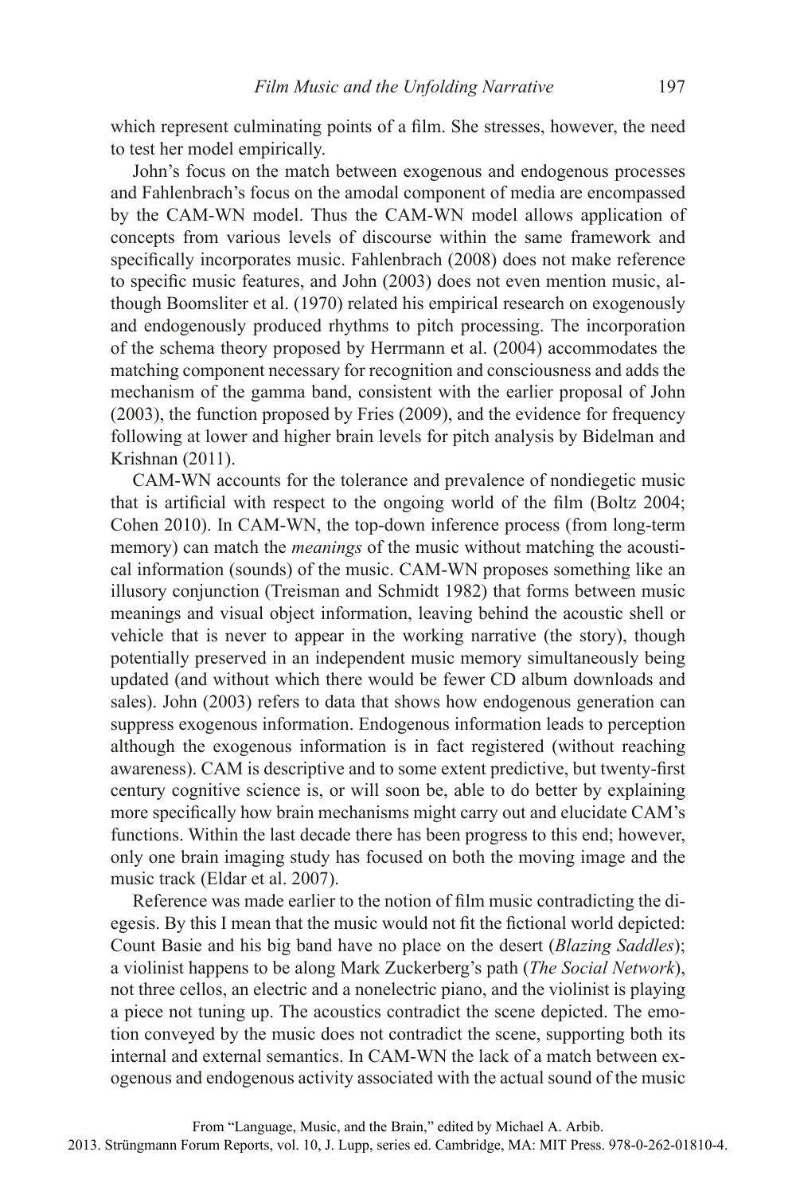which represent culminating points of a film. She stresses, however, the need to test her model empirically.

John's focus on the match between exogenous and endogenous processes and Fahlenbrach's focus on the amodal component of media are encompassed by the CAM-WN model. Thus the CAM-WN model allows application of concepts from various levels of discourse within the same framework and specifically incorporates music. Fahlenbrach (2008) does not make reference to specific music features, and John (2003) does not even mention music, although Boomsliter et al. (1970) related his empirical research on exogenously and endogenously produced rhythms to pitch processing. The incorporation of the schema theory proposed by Herrmann et al. (2004) accommodates the matching component necessary for recognition and consciousness and adds the mechanism of the gamma band, consistent with the earlier proposal of John (2003), the function proposed by Fries (2009), and the evidence for frequency following at lower and higher brain levels for pitch analysis by Bidelman and Krishnan (2011).

CAM-WN accounts for the tolerance and prevalence of nondiegetic music that is artificial with respect to the ongoing world of the film (Boltz 2004; Cohen 2010). In CAM-WN, the top-down inference process (from long-term memory) can match the *meanings* of the music without matching the acoustical information (sounds) of the music. CAM-WN proposes something like an illusory conjunction (Treisman and Schmidt 1982) that forms between music meanings and visual object information, leaving behind the acoustic shell or vehicle that is never to appear in the working narrative (the story), though potentially preserved in an independent music memory simultaneously being updated (and without which there would be fewer CD album downloads and sales). John (2003) refers to data that shows how endogenous generation can suppress exogenous information. Endogenous information leads to perception although the exogenous information is in fact registered (without reaching awareness). CAM is descriptive and to some extent predictive, but twenty-first century cognitive science is, or will soon be, able to do better by explaining more specifically how brain mechanisms might carry out and elucidate CAM's functions. Within the last decade there has been progress to this end; however, only one brain imaging study has focused on both the moving image and the music track (Eldar et al. 2007).

Reference was made earlier to the notion of film music contradicting the diegesis. By this I mean that the music would not fit the fictional world depicted: Count Basie and his big band have no place on the desert (*Blazing Saddles*); a violinist happens to be along Mark Zuckerberg's path (*The Social Network*), not three cellos, an electric and a nonelectric piano, and the violinist is playing a piece not tuning up. The acoustics contradict the scene depicted. The emotion conveyed by the music does not contradict the scene, supporting both its internal and external semantics. In CAM-WN the lack of a match between exogenous and endogenous activity associated with the actual sound of the music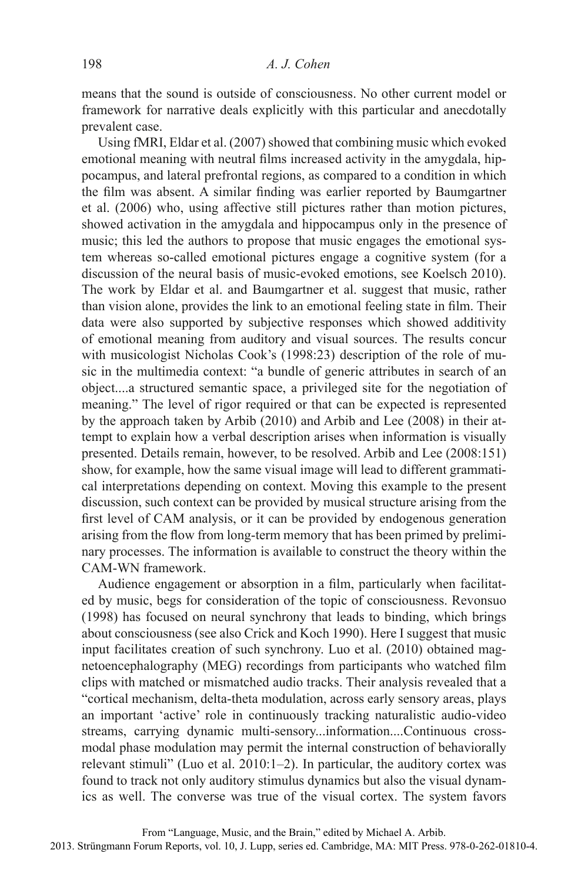means that the sound is outside of consciousness. No other current model or framework for narrative deals explicitly with this particular and anecdotally prevalent case.

Using fMRI, Eldar et al. (2007) showed that combining music which evoked emotional meaning with neutral films increased activity in the amygdala, hippocampus, and lateral prefrontal regions, as compared to a condition in which the film was absent. A similar finding was earlier reported by Baumgartner et al. (2006) who, using affective still pictures rather than motion pictures, showed activation in the amygdala and hippocampus only in the presence of music; this led the authors to propose that music engages the emotional system whereas so-called emotional pictures engage a cognitive system (for a discussion of the neural basis of music-evoked emotions, see Koelsch 2010). The work by Eldar et al. and Baumgartner et al. suggest that music, rather than vision alone, provides the link to an emotional feeling state in film. Their data were also supported by subjective responses which showed additivity of emotional meaning from auditory and visual sources. The results concur with musicologist Nicholas Cook's (1998:23) description of the role of music in the multimedia context: "a bundle of generic attributes in search of an object....a structured semantic space, a privileged site for the negotiation of meaning." The level of rigor required or that can be expected is represented by the approach taken by Arbib (2010) and Arbib and Lee (2008) in their attempt to explain how a verbal description arises when information is visually presented. Details remain, however, to be resolved. Arbib and Lee (2008:151) show, for example, how the same visual image will lead to different grammatical interpretations depending on context. Moving this example to the present discussion, such context can be provided by musical structure arising from the first level of CAM analysis, or it can be provided by endogenous generation arising from the flow from long-term memory that has been primed by preliminary processes. The information is available to construct the theory within the CAM-WN framework.

Audience engagement or absorption in a film, particularly when facilitated by music, begs for consideration of the topic of consciousness. Revonsuo (1998) has focused on neural synchrony that leads to binding, which brings about consciousness (see also Crick and Koch 1990). Here I suggest that music input facilitates creation of such synchrony. Luo et al. (2010) obtained magnetoencephalography (MEG) recordings from participants who watched film clips with matched or mismatched audio tracks. Their analysis revealed that a "cortical mechanism, delta-theta modulation, across early sensory areas, plays an important 'active' role in continuously tracking naturalistic audio-video streams, carrying dynamic multi-sensory...information....Continuous cross-modal phase modulation may permit the internal construction of behaviorally relevant stimuli" (Luo et al. 2010:1–2). In particular, the auditory cortex was found to track not only auditory stimulus dynamics but also the visual dynamics as well. The converse was true of the visual cortex. The system favors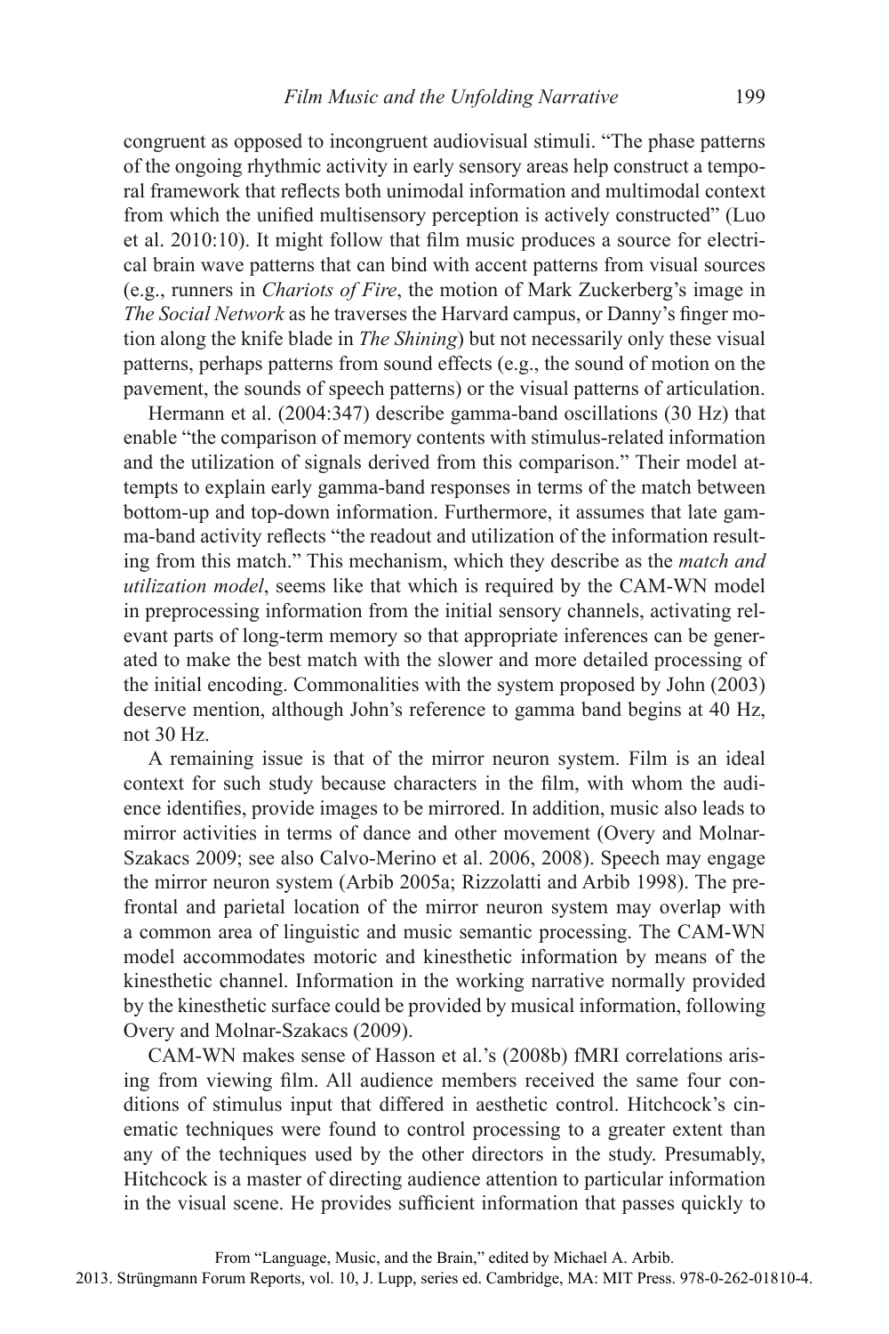congruent as opposed to incongruent audiovisual stimuli. "The phase patterns of the ongoing rhythmic activity in early sensory areas help construct a temporal framework that reflects both unimodal information and multimodal context from which the unified multisensory perception is actively constructed" (Luo et al. 2010:10). It might follow that film music produces a source for electrical brain wave patterns that can bind with accent patterns from visual sources (e.g., runners in *Chariots of Fire*, the motion of Mark Zuckerberg's image in *The Social Network* as he traverses the Harvard campus, or Danny's finger motion along the knife blade in *The Shining*) but not necessarily only these visual patterns, perhaps patterns from sound effects (e.g., the sound of motion on the pavement, the sounds of speech patterns) or the visual patterns of articulation.

Hermann et al. (2004:347) describe gamma-band oscillations (30 Hz) that enable "the comparison of memory contents with stimulus-related information and the utilization of signals derived from this comparison." Their model attempts to explain early gamma-band responses in terms of the match between bottom-up and top-down information. Furthermore, it assumes that late gamma-band activity reflects "the readout and utilization of the information resulting from this match." This mechanism, which they describe as the *match and utilization model*, seems like that which is required by the CAM-WN model in preprocessing information from the initial sensory channels, activating relevant parts of long-term memory so that appropriate inferences can be generated to make the best match with the slower and more detailed processing of the initial encoding. Commonalities with the system proposed by John (2003) deserve mention, although John's reference to gamma band begins at 40 Hz, not 30 Hz.

A remaining issue is that of the mirror neuron system. Film is an ideal context for such study because characters in the film, with whom the audience identifies, provide images to be mirrored. In addition, music also leads to mirror activities in terms of dance and other movement (Overy and Molnar-Szakacs 2009; see also Calvo-Merino et al. 2006, 2008). Speech may engage the mirror neuron system (Arbib 2005a; Rizzolatti and Arbib 1998). The prefrontal and parietal location of the mirror neuron system may overlap with a common area of linguistic and music semantic processing. The CAM-WN model accommodates motoric and kinesthetic information by means of the kinesthetic channel. Information in the working narrative normally provided by the kinesthetic surface could be provided by musical information, following Overy and Molnar-Szakacs (2009).

CAM-WN makes sense of Hasson et al.'s (2008b) fMRI correlations arising from viewing film. All audience members received the same four conditions of stimulus input that differed in aesthetic control. Hitchcock's cinematic techniques were found to control processing to a greater extent than any of the techniques used by the other directors in the study. Presumably, Hitchcock is a master of directing audience attention to particular information in the visual scene. He provides sufficient information that passes quickly to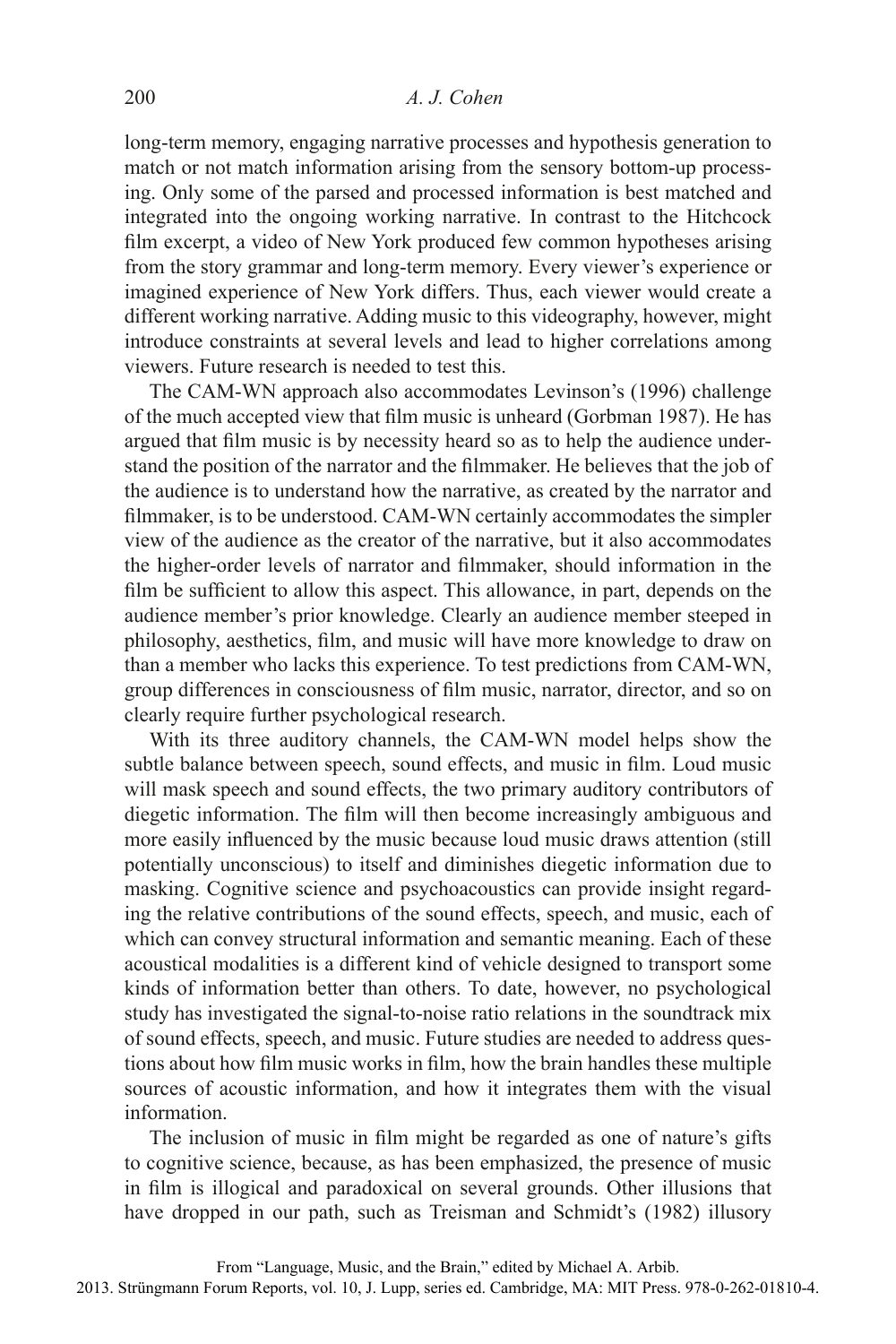long-term memory, engaging narrative processes and hypothesis generation to match or not match information arising from the sensory bottom-up processing. Only some of the parsed and processed information is best matched and integrated into the ongoing working narrative. In contrast to the Hitchcock film excerpt, a video of New York produced few common hypotheses arising from the story grammar and long-term memory. Every viewer's experience or imagined experience of New York differs. Thus, each viewer would create a different working narrative. Adding music to this videography, however, might introduce constraints at several levels and lead to higher correlations among viewers. Future research is needed to test this.

The CAM-WN approach also accommodates Levinson's (1996) challenge of the much accepted view that film music is unheard (Gorbman 1987). He has argued that film music is by necessity heard so as to help the audience understand the position of the narrator and the filmmaker. He believes that the job of the audience is to understand how the narrative, as created by the narrator and filmmaker, is to be understood. CAM-WN certainly accommodates the simpler view of the audience as the creator of the narrative, but it also accommodates the higher-order levels of narrator and filmmaker, should information in the film be sufficient to allow this aspect. This allowance, in part, depends on the audience member's prior knowledge. Clearly an audience member steeped in philosophy, aesthetics, film, and music will have more knowledge to draw on than a member who lacks this experience. To test predictions from CAM-WN, group differences in consciousness of film music, narrator, director, and so on clearly require further psychological research.

With its three auditory channels, the CAM-WN model helps show the subtle balance between speech, sound effects, and music in film. Loud music will mask speech and sound effects, the two primary auditory contributors of diegetic information. The film will then become increasingly ambiguous and more easily influenced by the music because loud music draws attention (still potentially unconscious) to itself and diminishes diegetic information due to masking. Cognitive science and psychoacoustics can provide insight regarding the relative contributions of the sound effects, speech, and music, each of which can convey structural information and semantic meaning. Each of these acoustical modalities is a different kind of vehicle designed to transport some kinds of information better than others. To date, however, no psychological study has investigated the signal-to-noise ratio relations in the soundtrack mix of sound effects, speech, and music. Future studies are needed to address questions about how film music works in film, how the brain handles these multiple sources of acoustic information, and how it integrates them with the visual information.

The inclusion of music in film might be regarded as one of nature's gifts to cognitive science, because, as has been emphasized, the presence of music in film is illogical and paradoxical on several grounds. Other illusions that have dropped in our path, such as Treisman and Schmidt's (1982) illusory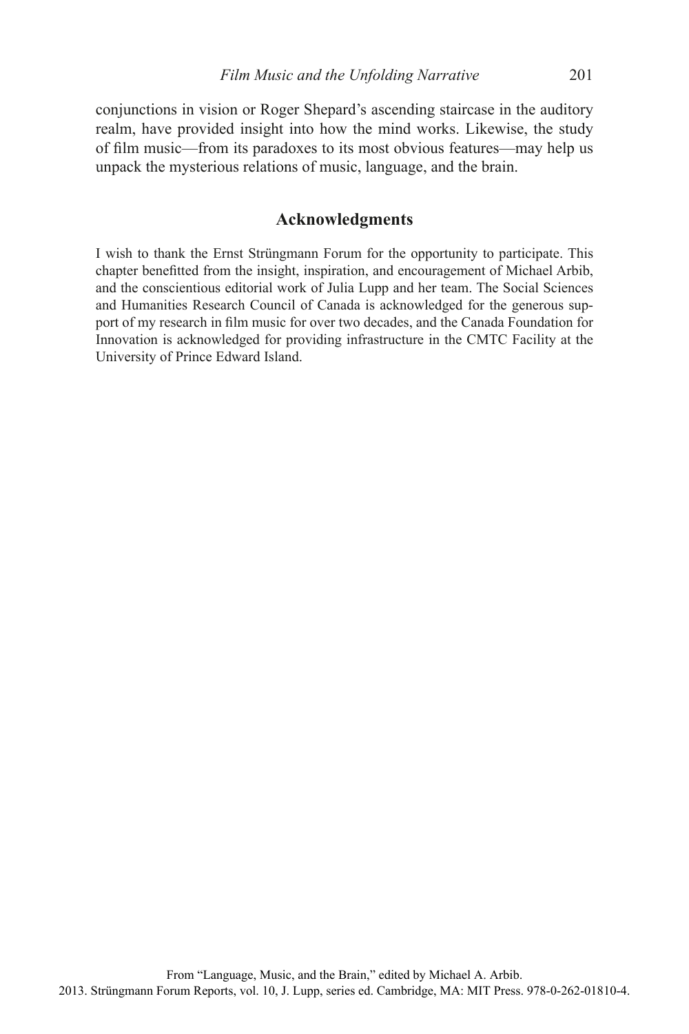conjunctions in vision or Roger Shepard's ascending staircase in the auditory realm, have provided insight into how the mind works. Likewise, the study of film music—from its paradoxes to its most obvious features—may help us unpack the mysterious relations of music, language, and the brain.

## Acknowledgments

I wish to thank the Ernst Strüngmann Forum for the opportunity to participate. This chapter benefitted from the insight, inspiration, and encouragement of Michael Arbib, and the conscientious editorial work of Julia Lupp and her team. The Social Sciences and Humanities Research Council of Canada is acknowledged for the generous support of my research in film music for over two decades, and the Canada Foundation for Innovation is acknowledged for providing infrastructure in the CMTC Facility at the University of Prince Edward Island.